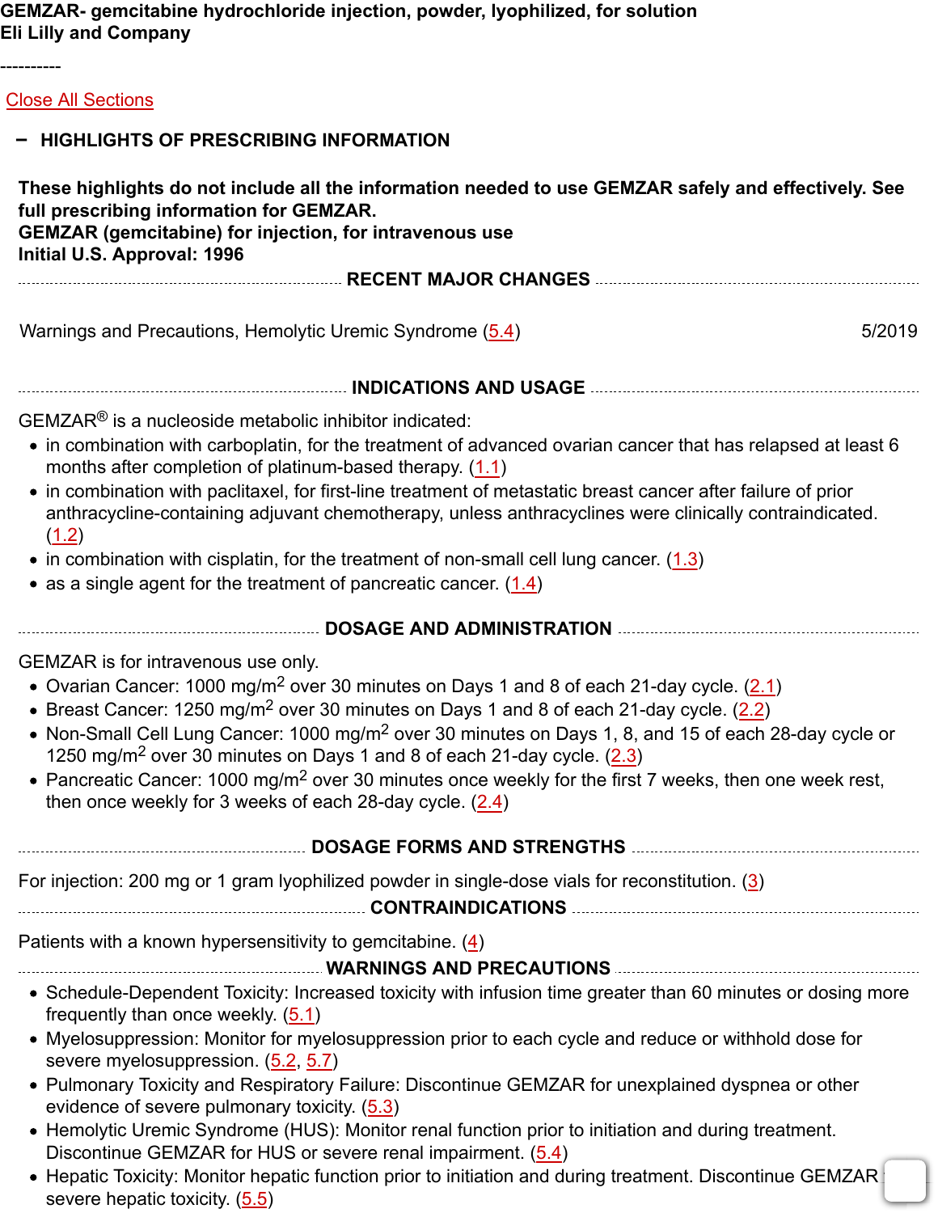**GEMZAR- gemcitabine hydrochloride injection, powder, lyophilized, for solution**
**Eli Lilly and Company**

----------

Close All Sections

## HIGHLIGHTS OF PRESCRIBING INFORMATION

**These highlights do not include all the information needed to use GEMZAR safely and effectively. See full prescribing information for GEMZAR.**
**GEMZAR (gemcitabine) for injection, for intravenous use**
**Initial U.S. Approval: 1996**

### RECENT MAJOR CHANGES

| | |
|---|---|
| Warnings and Precautions, Hemolytic Uremic Syndrome (5.4) | 5/2019 |

### INDICATIONS AND USAGE

GEMZAR® is a nucleoside metabolic inhibitor indicated:

- in combination with carboplatin, for the treatment of advanced ovarian cancer that has relapsed at least 6 months after completion of platinum-based therapy. (1.1)
- in combination with paclitaxel, for first-line treatment of metastatic breast cancer after failure of prior anthracycline-containing adjuvant chemotherapy, unless anthracyclines were clinically contraindicated. (1.2)
- in combination with cisplatin, for the treatment of non-small cell lung cancer. (1.3)
- as a single agent for the treatment of pancreatic cancer. (1.4)

### DOSAGE AND ADMINISTRATION

GEMZAR is for intravenous use only.

- Ovarian Cancer: 1000 mg/m$^2$ over 30 minutes on Days 1 and 8 of each 21-day cycle. (2.1)
- Breast Cancer: 1250 mg/m$^2$ over 30 minutes on Days 1 and 8 of each 21-day cycle. (2.2)
- Non-Small Cell Lung Cancer: 1000 mg/m$^2$ over 30 minutes on Days 1, 8, and 15 of each 28-day cycle or 1250 mg/m$^2$ over 30 minutes on Days 1 and 8 of each 21-day cycle. (2.3)
- Pancreatic Cancer: 1000 mg/m$^2$ over 30 minutes once weekly for the first 7 weeks, then one week rest, then once weekly for 3 weeks of each 28-day cycle. (2.4)

### DOSAGE FORMS AND STRENGTHS

For injection: 200 mg or 1 gram lyophilized powder in single-dose vials for reconstitution. (3)

### CONTRAINDICATIONS

Patients with a known hypersensitivity to gemcitabine. (4)

### WARNINGS AND PRECAUTIONS

- Schedule-Dependent Toxicity: Increased toxicity with infusion time greater than 60 minutes or dosing more frequently than once weekly. (5.1)
- Myelosuppression: Monitor for myelosuppression prior to each cycle and reduce or withhold dose for severe myelosuppression. (5.2, 5.7)
- Pulmonary Toxicity and Respiratory Failure: Discontinue GEMZAR for unexplained dyspnea or other evidence of severe pulmonary toxicity. (5.3)
- Hemolytic Uremic Syndrome (HUS): Monitor renal function prior to initiation and during treatment. Discontinue GEMZAR for HUS or severe renal impairment. (5.4)
- Hepatic Toxicity: Monitor hepatic function prior to initiation and during treatment. Discontinue GEMZAR for severe hepatic toxicity. (5.5)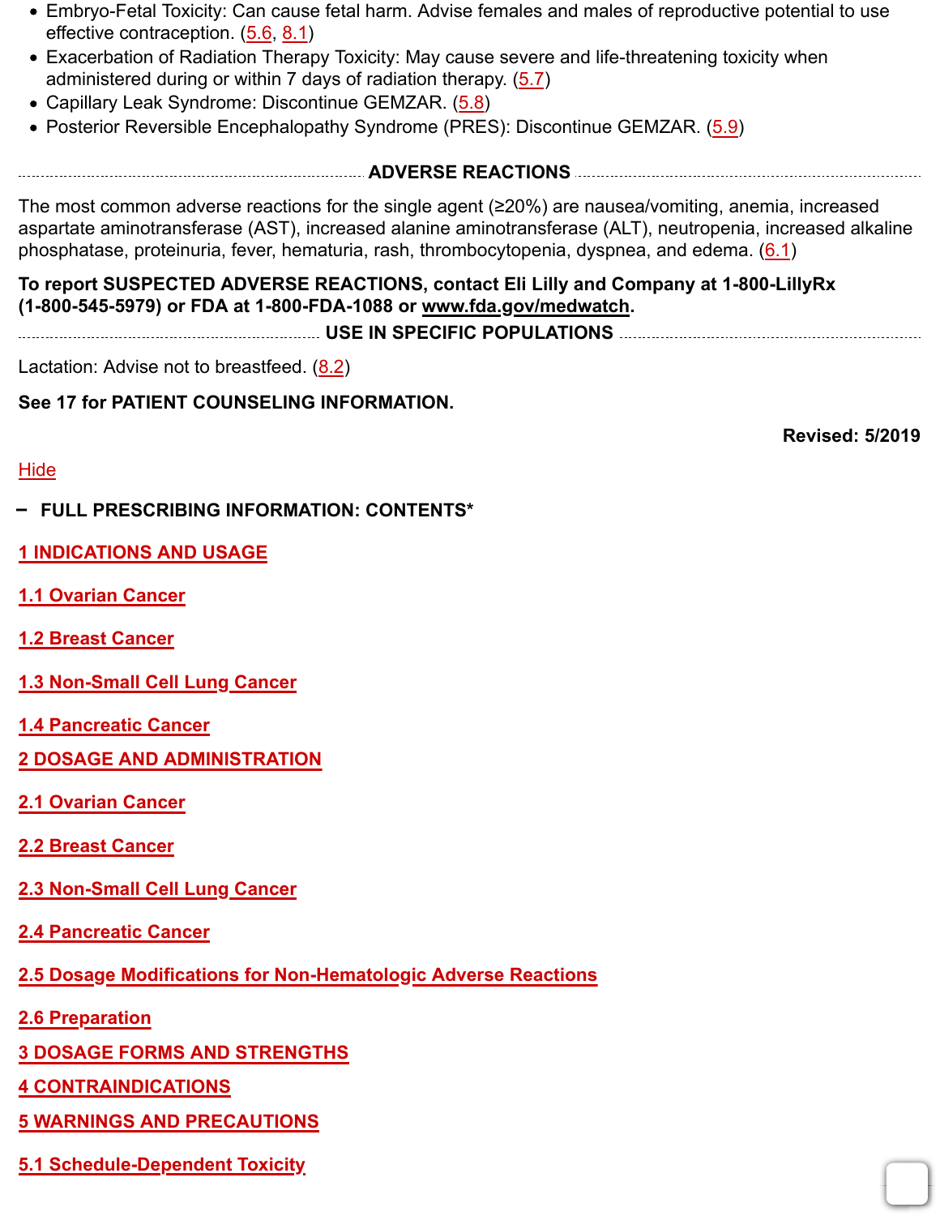- Embryo-Fetal Toxicity: Can cause fetal harm. Advise females and males of reproductive potential to use effective contraception. (5.6, 8.1)
- Exacerbation of Radiation Therapy Toxicity: May cause severe and life-threatening toxicity when administered during or within 7 days of radiation therapy. (5.7)
- Capillary Leak Syndrome: Discontinue GEMZAR. (5.8)
- Posterior Reversible Encephalopathy Syndrome (PRES): Discontinue GEMZAR. (5.9)

## ADVERSE REACTIONS

The most common adverse reactions for the single agent (≥20%) are nausea/vomiting, anemia, increased aspartate aminotransferase (AST), increased alanine aminotransferase (ALT), neutropenia, increased alkaline phosphatase, proteinuria, fever, hematuria, rash, thrombocytopenia, dyspnea, and edema. (6.1)

**To report SUSPECTED ADVERSE REACTIONS, contact Eli Lilly and Company at 1-800-LillyRx (1-800-545-5979) or FDA at 1-800-FDA-1088 or www.fda.gov/medwatch.**

## USE IN SPECIFIC POPULATIONS

Lactation: Advise not to breastfeed. (8.2)

**See 17 for PATIENT COUNSELING INFORMATION.**

**Revised: 5/2019**

Hide

## – FULL PRESCRIBING INFORMATION: CONTENTS*

1 INDICATIONS AND USAGE

1.1 Ovarian Cancer

1.2 Breast Cancer

1.3 Non-Small Cell Lung Cancer

1.4 Pancreatic Cancer

2 DOSAGE AND ADMINISTRATION

2.1 Ovarian Cancer

2.2 Breast Cancer

2.3 Non-Small Cell Lung Cancer

2.4 Pancreatic Cancer

2.5 Dosage Modifications for Non-Hematologic Adverse Reactions

2.6 Preparation

3 DOSAGE FORMS AND STRENGTHS

4 CONTRAINDICATIONS

5 WARNINGS AND PRECAUTIONS

5.1 Schedule-Dependent Toxicity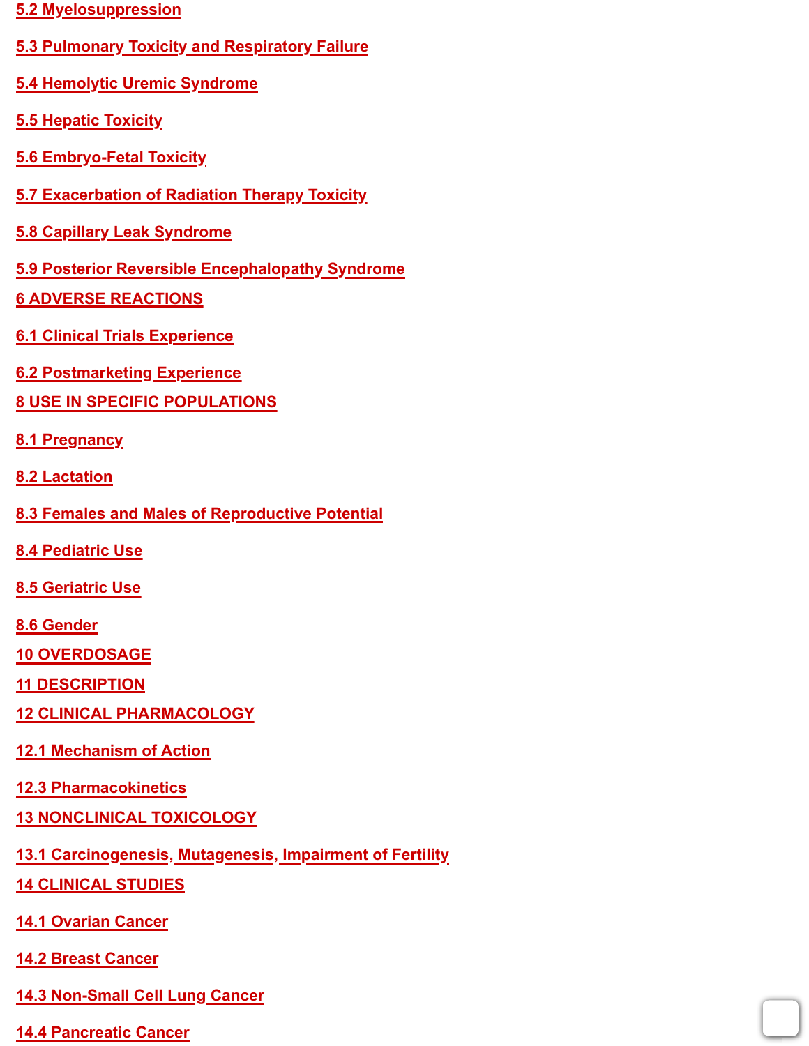5.2 Myelosuppression

5.3 Pulmonary Toxicity and Respiratory Failure

5.4 Hemolytic Uremic Syndrome

5.5 Hepatic Toxicity

5.6 Embryo-Fetal Toxicity

5.7 Exacerbation of Radiation Therapy Toxicity

5.8 Capillary Leak Syndrome

5.9 Posterior Reversible Encephalopathy Syndrome

6 ADVERSE REACTIONS

6.1 Clinical Trials Experience

6.2 Postmarketing Experience

8 USE IN SPECIFIC POPULATIONS

8.1 Pregnancy

8.2 Lactation

8.3 Females and Males of Reproductive Potential

8.4 Pediatric Use

8.5 Geriatric Use

8.6 Gender

10 OVERDOSAGE

11 DESCRIPTION

12 CLINICAL PHARMACOLOGY

12.1 Mechanism of Action

12.3 Pharmacokinetics

13 NONCLINICAL TOXICOLOGY

13.1 Carcinogenesis, Mutagenesis, Impairment of Fertility

14 CLINICAL STUDIES

14.1 Ovarian Cancer

14.2 Breast Cancer

14.3 Non-Small Cell Lung Cancer

14.4 Pancreatic Cancer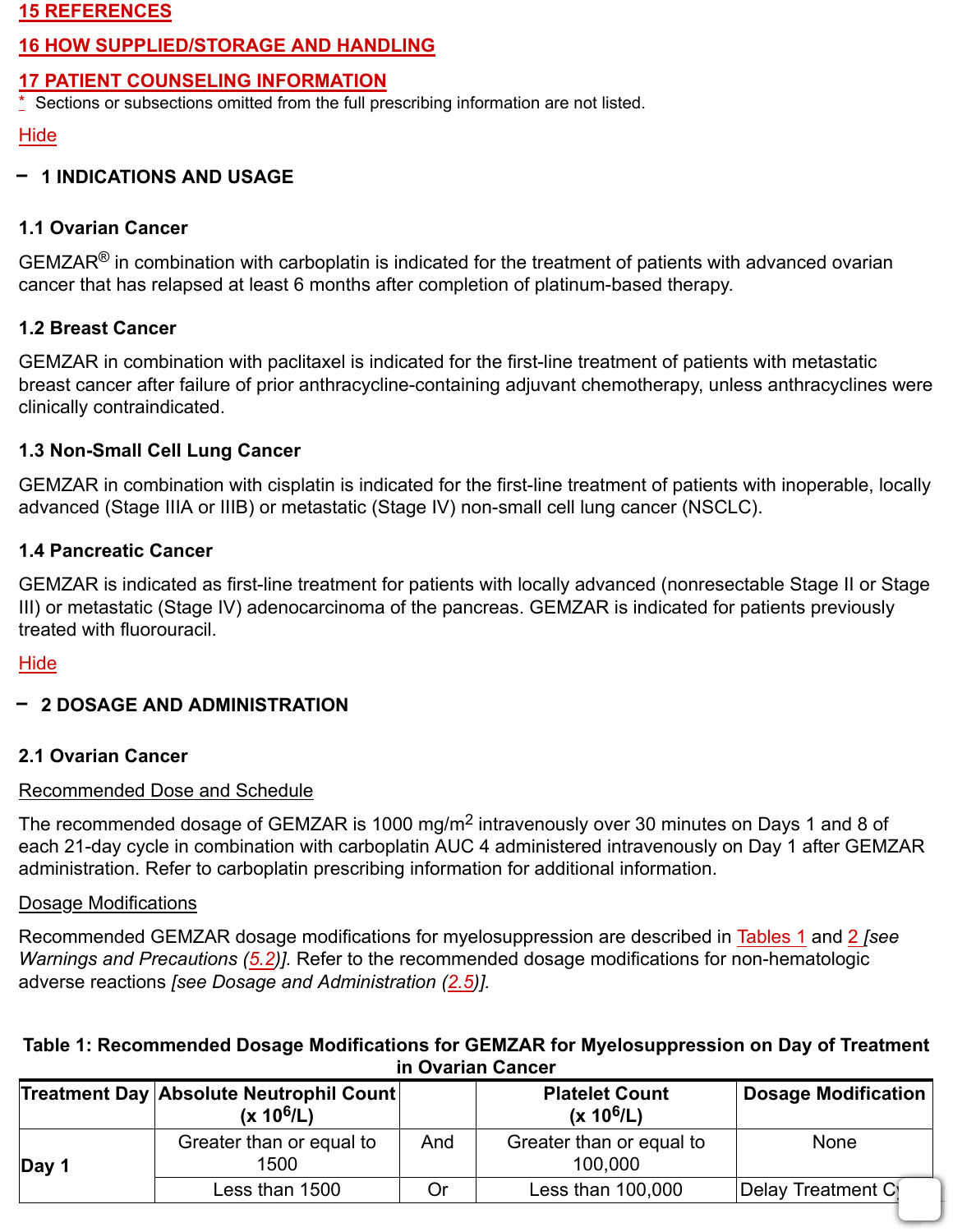15 REFERENCES

16 HOW SUPPLIED/STORAGE AND HANDLING

17 PATIENT COUNSELING INFORMATION

* Sections or subsections omitted from the full prescribing information are not listed.

Hide

## 1 INDICATIONS AND USAGE

### 1.1 Ovarian Cancer

GEMZAR® in combination with carboplatin is indicated for the treatment of patients with advanced ovarian cancer that has relapsed at least 6 months after completion of platinum-based therapy.

### 1.2 Breast Cancer

GEMZAR in combination with paclitaxel is indicated for the first-line treatment of patients with metastatic breast cancer after failure of prior anthracycline-containing adjuvant chemotherapy, unless anthracyclines were clinically contraindicated.

### 1.3 Non-Small Cell Lung Cancer

GEMZAR in combination with cisplatin is indicated for the first-line treatment of patients with inoperable, locally advanced (Stage IIIA or IIIB) or metastatic (Stage IV) non-small cell lung cancer (NSCLC).

### 1.4 Pancreatic Cancer

GEMZAR is indicated as first-line treatment for patients with locally advanced (nonresectable Stage II or Stage III) or metastatic (Stage IV) adenocarcinoma of the pancreas. GEMZAR is indicated for patients previously treated with fluorouracil.

Hide

## 2 DOSAGE AND ADMINISTRATION

### 2.1 Ovarian Cancer

Recommended Dose and Schedule

The recommended dosage of GEMZAR is 1000 mg/m$^2$ intravenously over 30 minutes on Days 1 and 8 of each 21-day cycle in combination with carboplatin AUC 4 administered intravenously on Day 1 after GEMZAR administration. Refer to carboplatin prescribing information for additional information.

Dosage Modifications

Recommended GEMZAR dosage modifications for myelosuppression are described in Tables 1 and 2 *[see Warnings and Precautions (5.2)]*. Refer to the recommended dosage modifications for non-hematologic adverse reactions *[see Dosage and Administration (2.5)]*.

**Table 1: Recommended Dosage Modifications for GEMZAR for Myelosuppression on Day of Treatment in Ovarian Cancer**

| Treatment Day | Absolute Neutrophil Count (x $10^6$/L) | | Platelet Count (x $10^6$/L) | Dosage Modification |
|---|---|---|---|---|
| **Day 1** | Greater than or equal to 1500 | And | Greater than or equal to 100,000 | None |
| | Less than 1500 | Or | Less than 100,000 | Delay Treatment Cy |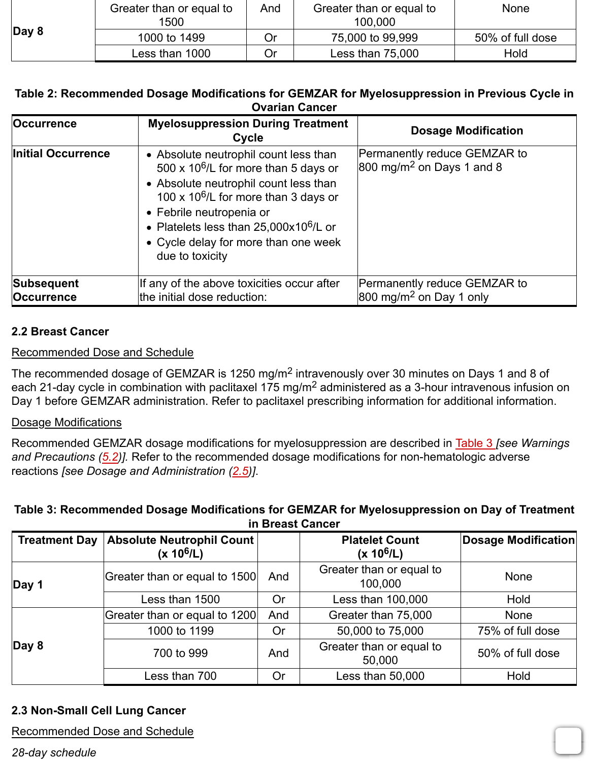| Day 8 | Greater than or equal to 1500 | And | Greater than or equal to 100,000 | None |
|---|---|---|---|---|
| | 1000 to 1499 | Or | 75,000 to 99,999 | 50% of full dose |
| | Less than 1000 | Or | Less than 75,000 | Hold |

**Table 2: Recommended Dosage Modifications for GEMZAR for Myelosuppression in Previous Cycle in Ovarian Cancer**

| Occurrence | Myelosuppression During Treatment Cycle | Dosage Modification |
|---|---|---|
| **Initial Occurrence** | • Absolute neutrophil count less than 500 x $10^6$/L for more than 5 days or<br>• Absolute neutrophil count less than 100 x $10^6$/L for more than 3 days or<br>• Febrile neutropenia or<br>• Platelets less than 25,000x$10^6$/L or<br>• Cycle delay for more than one week due to toxicity | Permanently reduce GEMZAR to 800 mg/$m^2$ on Days 1 and 8 |
| **Subsequent Occurrence** | If any of the above toxicities occur after the initial dose reduction: | Permanently reduce GEMZAR to 800 mg/$m^2$ on Day 1 only |

### 2.2 Breast Cancer

Recommended Dose and Schedule

The recommended dosage of GEMZAR is 1250 mg/$m^2$ intravenously over 30 minutes on Days 1 and 8 of each 21-day cycle in combination with paclitaxel 175 mg/$m^2$ administered as a 3-hour intravenous infusion on Day 1 before GEMZAR administration. Refer to paclitaxel prescribing information for additional information.

Dosage Modifications

Recommended GEMZAR dosage modifications for myelosuppression are described in Table 3 *[see Warnings and Precautions (5.2)]*. Refer to the recommended dosage modifications for non-hematologic adverse reactions *[see Dosage and Administration (2.5)]*.

**Table 3: Recommended Dosage Modifications for GEMZAR for Myelosuppression on Day of Treatment in Breast Cancer**

| Treatment Day | Absolute Neutrophil Count (x $10^6$/L) | | Platelet Count (x $10^6$/L) | Dosage Modification |
|---|---|---|---|---|
| **Day 1** | Greater than or equal to 1500 | And | Greater than or equal to 100,000 | None |
| | Less than 1500 | Or | Less than 100,000 | Hold |
| **Day 8** | Greater than or equal to 1200 | And | Greater than 75,000 | None |
| | 1000 to 1199 | Or | 50,000 to 75,000 | 75% of full dose |
| | 700 to 999 | And | Greater than or equal to 50,000 | 50% of full dose |
| | Less than 700 | Or | Less than 50,000 | Hold |

### 2.3 Non-Small Cell Lung Cancer

Recommended Dose and Schedule

*28-day schedule*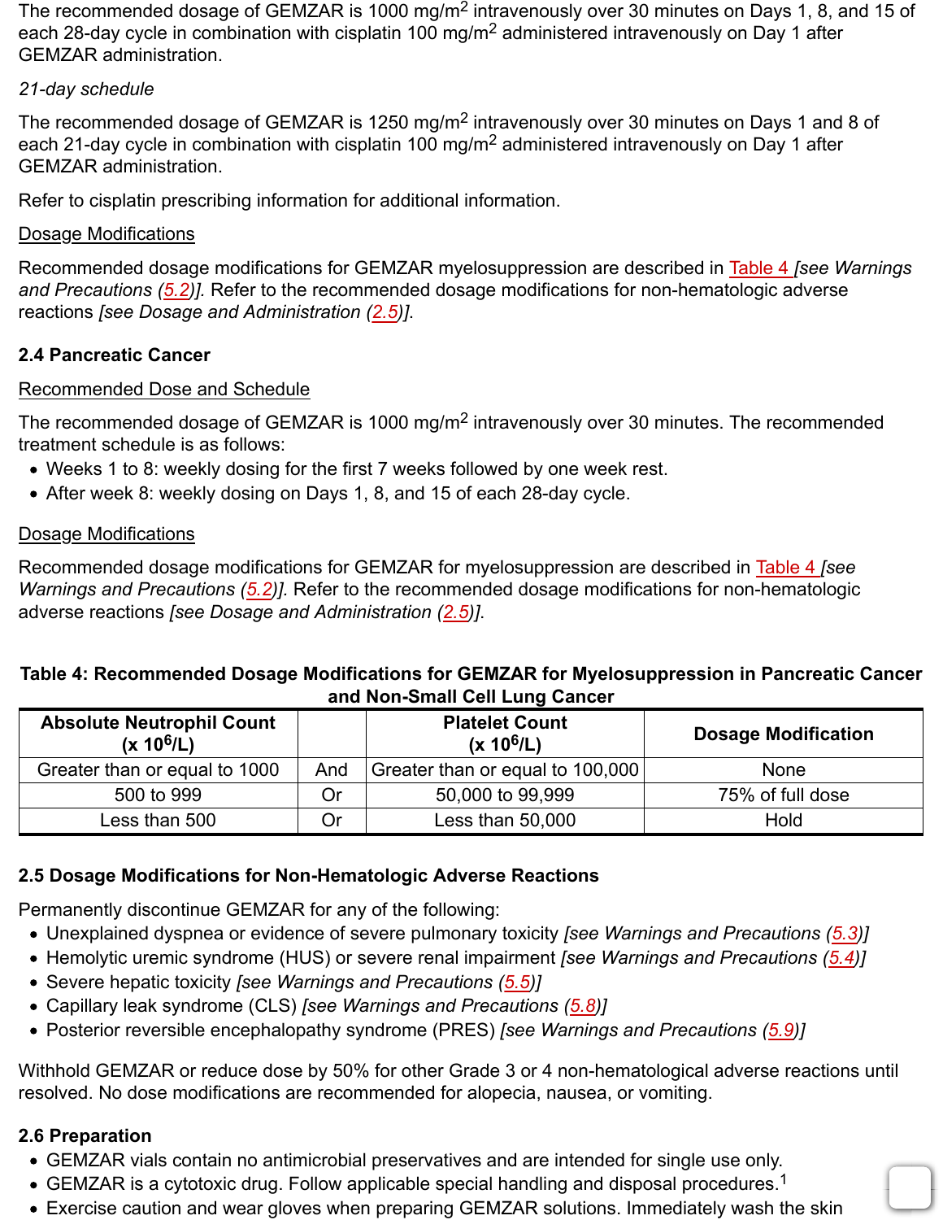The recommended dosage of GEMZAR is 1000 mg/m$^2$ intravenously over 30 minutes on Days 1, 8, and 15 of each 28-day cycle in combination with cisplatin 100 mg/m$^2$ administered intravenously on Day 1 after GEMZAR administration.

*21-day schedule*

The recommended dosage of GEMZAR is 1250 mg/m$^2$ intravenously over 30 minutes on Days 1 and 8 of each 21-day cycle in combination with cisplatin 100 mg/m$^2$ administered intravenously on Day 1 after GEMZAR administration.

Refer to cisplatin prescribing information for additional information.

Dosage Modifications

Recommended dosage modifications for GEMZAR myelosuppression are described in Table 4 *[see Warnings and Precautions (5.2)]*. Refer to the recommended dosage modifications for non-hematologic adverse reactions *[see Dosage and Administration (2.5)]*.

### 2.4 Pancreatic Cancer

Recommended Dose and Schedule

The recommended dosage of GEMZAR is 1000 mg/m$^2$ intravenously over 30 minutes. The recommended treatment schedule is as follows:

- Weeks 1 to 8: weekly dosing for the first 7 weeks followed by one week rest.
- After week 8: weekly dosing on Days 1, 8, and 15 of each 28-day cycle.

Dosage Modifications

Recommended dosage modifications for GEMZAR for myelosuppression are described in Table 4 *[see Warnings and Precautions (5.2)]*. Refer to the recommended dosage modifications for non-hematologic adverse reactions *[see Dosage and Administration (2.5)]*.

**Table 4: Recommended Dosage Modifications for GEMZAR for Myelosuppression in Pancreatic Cancer and Non-Small Cell Lung Cancer**

| Absolute Neutrophil Count (x $10^6$/L) | | Platelet Count (x $10^6$/L) | Dosage Modification |
|---|---|---|---|
| Greater than or equal to 1000 | And | Greater than or equal to 100,000 | None |
| 500 to 999 | Or | 50,000 to 99,999 | 75% of full dose |
| Less than 500 | Or | Less than 50,000 | Hold |

### 2.5 Dosage Modifications for Non-Hematologic Adverse Reactions

Permanently discontinue GEMZAR for any of the following:

- Unexplained dyspnea or evidence of severe pulmonary toxicity *[see Warnings and Precautions (5.3)]*
- Hemolytic uremic syndrome (HUS) or severe renal impairment *[see Warnings and Precautions (5.4)]*
- Severe hepatic toxicity *[see Warnings and Precautions (5.5)]*
- Capillary leak syndrome (CLS) *[see Warnings and Precautions (5.8)]*
- Posterior reversible encephalopathy syndrome (PRES) *[see Warnings and Precautions (5.9)]*

Withhold GEMZAR or reduce dose by 50% for other Grade 3 or 4 non-hematological adverse reactions until resolved. No dose modifications are recommended for alopecia, nausea, or vomiting.

### 2.6 Preparation

- GEMZAR vials contain no antimicrobial preservatives and are intended for single use only.
- GEMZAR is a cytotoxic drug. Follow applicable special handling and disposal procedures.[1]
- Exercise caution and wear gloves when preparing GEMZAR solutions. Immediately wash the skin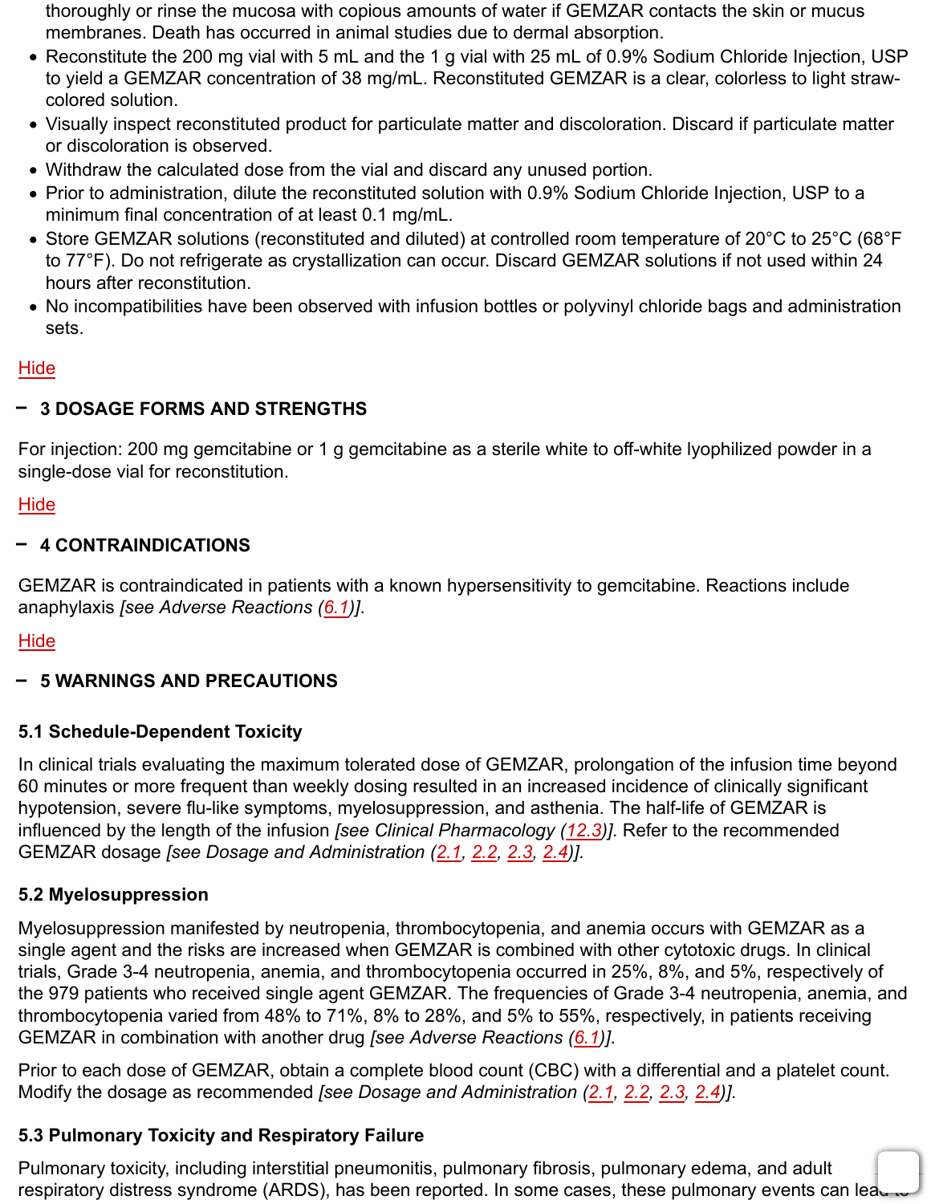thoroughly or rinse the mucosa with copious amounts of water if GEMZAR contacts the skin or mucus membranes. Death has occurred in animal studies due to dermal absorption.

- Reconstitute the 200 mg vial with 5 mL and the 1 g vial with 25 mL of 0.9% Sodium Chloride Injection, USP to yield a GEMZAR concentration of 38 mg/mL. Reconstituted GEMZAR is a clear, colorless to light straw-colored solution.
- Visually inspect reconstituted product for particulate matter and discoloration. Discard if particulate matter or discoloration is observed.
- Withdraw the calculated dose from the vial and discard any unused portion.
- Prior to administration, dilute the reconstituted solution with 0.9% Sodium Chloride Injection, USP to a minimum final concentration of at least 0.1 mg/mL.
- Store GEMZAR solutions (reconstituted and diluted) at controlled room temperature of 20°C to 25°C (68°F to 77°F). Do not refrigerate as crystallization can occur. Discard GEMZAR solutions if not used within 24 hours after reconstitution.
- No incompatibilities have been observed with infusion bottles or polyvinyl chloride bags and administration sets.

Hide

## 3 DOSAGE FORMS AND STRENGTHS

For injection: 200 mg gemcitabine or 1 g gemcitabine as a sterile white to off-white lyophilized powder in a single-dose vial for reconstitution.

Hide

## 4 CONTRAINDICATIONS

GEMZAR is contraindicated in patients with a known hypersensitivity to gemcitabine. Reactions include anaphylaxis *[see Adverse Reactions (6.1)]*.

Hide

## 5 WARNINGS AND PRECAUTIONS

### 5.1 Schedule-Dependent Toxicity

In clinical trials evaluating the maximum tolerated dose of GEMZAR, prolongation of the infusion time beyond 60 minutes or more frequent than weekly dosing resulted in an increased incidence of clinically significant hypotension, severe flu-like symptoms, myelosuppression, and asthenia. The half-life of GEMZAR is influenced by the length of the infusion *[see Clinical Pharmacology (12.3)]*. Refer to the recommended GEMZAR dosage *[see Dosage and Administration (2.1, 2.2, 2.3, 2.4)]*.

### 5.2 Myelosuppression

Myelosuppression manifested by neutropenia, thrombocytopenia, and anemia occurs with GEMZAR as a single agent and the risks are increased when GEMZAR is combined with other cytotoxic drugs. In clinical trials, Grade 3-4 neutropenia, anemia, and thrombocytopenia occurred in 25%, 8%, and 5%, respectively of the 979 patients who received single agent GEMZAR. The frequencies of Grade 3-4 neutropenia, anemia, and thrombocytopenia varied from 48% to 71%, 8% to 28%, and 5% to 55%, respectively, in patients receiving GEMZAR in combination with another drug *[see Adverse Reactions (6.1)]*.

Prior to each dose of GEMZAR, obtain a complete blood count (CBC) with a differential and a platelet count. Modify the dosage as recommended *[see Dosage and Administration (2.1, 2.2, 2.3, 2.4)]*.

### 5.3 Pulmonary Toxicity and Respiratory Failure

Pulmonary toxicity, including interstitial pneumonitis, pulmonary fibrosis, pulmonary edema, and adult respiratory distress syndrome (ARDS), has been reported. In some cases, these pulmonary events can lead to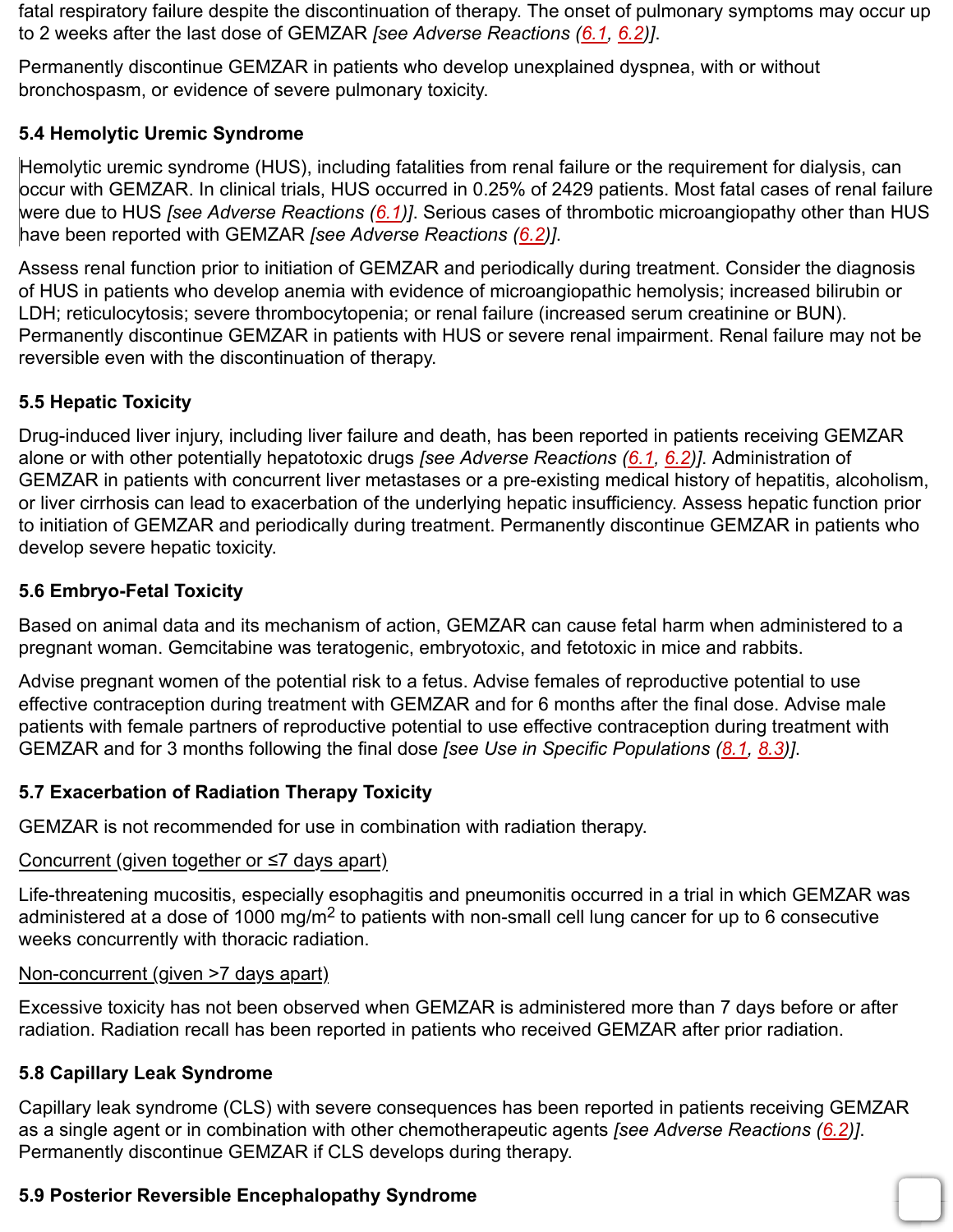fatal respiratory failure despite the discontinuation of therapy. The onset of pulmonary symptoms may occur up to 2 weeks after the last dose of GEMZAR *[see Adverse Reactions (6.1, 6.2)]*.

Permanently discontinue GEMZAR in patients who develop unexplained dyspnea, with or without bronchospasm, or evidence of severe pulmonary toxicity.

### 5.4 Hemolytic Uremic Syndrome

Hemolytic uremic syndrome (HUS), including fatalities from renal failure or the requirement for dialysis, can occur with GEMZAR. In clinical trials, HUS occurred in 0.25% of 2429 patients. Most fatal cases of renal failure were due to HUS *[see Adverse Reactions (6.1)]*. Serious cases of thrombotic microangiopathy other than HUS have been reported with GEMZAR *[see Adverse Reactions (6.2)]*.

Assess renal function prior to initiation of GEMZAR and periodically during treatment. Consider the diagnosis of HUS in patients who develop anemia with evidence of microangiopathic hemolysis; increased bilirubin or LDH; reticulocytosis; severe thrombocytopenia; or renal failure (increased serum creatinine or BUN). Permanently discontinue GEMZAR in patients with HUS or severe renal impairment. Renal failure may not be reversible even with the discontinuation of therapy.

### 5.5 Hepatic Toxicity

Drug-induced liver injury, including liver failure and death, has been reported in patients receiving GEMZAR alone or with other potentially hepatotoxic drugs *[see Adverse Reactions (6.1, 6.2)]*. Administration of GEMZAR in patients with concurrent liver metastases or a pre-existing medical history of hepatitis, alcoholism, or liver cirrhosis can lead to exacerbation of the underlying hepatic insufficiency. Assess hepatic function prior to initiation of GEMZAR and periodically during treatment. Permanently discontinue GEMZAR in patients who develop severe hepatic toxicity.

### 5.6 Embryo-Fetal Toxicity

Based on animal data and its mechanism of action, GEMZAR can cause fetal harm when administered to a pregnant woman. Gemcitabine was teratogenic, embryotoxic, and fetotoxic in mice and rabbits.

Advise pregnant women of the potential risk to a fetus. Advise females of reproductive potential to use effective contraception during treatment with GEMZAR and for 6 months after the final dose. Advise male patients with female partners of reproductive potential to use effective contraception during treatment with GEMZAR and for 3 months following the final dose *[see Use in Specific Populations (8.1, 8.3)]*.

### 5.7 Exacerbation of Radiation Therapy Toxicity

GEMZAR is not recommended for use in combination with radiation therapy.

Concurrent (given together or ≤7 days apart)

Life-threatening mucositis, especially esophagitis and pneumonitis occurred in a trial in which GEMZAR was administered at a dose of 1000 mg/m$^2$ to patients with non-small cell lung cancer for up to 6 consecutive weeks concurrently with thoracic radiation.

Non-concurrent (given >7 days apart)

Excessive toxicity has not been observed when GEMZAR is administered more than 7 days before or after radiation. Radiation recall has been reported in patients who received GEMZAR after prior radiation.

### 5.8 Capillary Leak Syndrome

Capillary leak syndrome (CLS) with severe consequences has been reported in patients receiving GEMZAR as a single agent or in combination with other chemotherapeutic agents *[see Adverse Reactions (6.2)]*. Permanently discontinue GEMZAR if CLS develops during therapy.

### 5.9 Posterior Reversible Encephalopathy Syndrome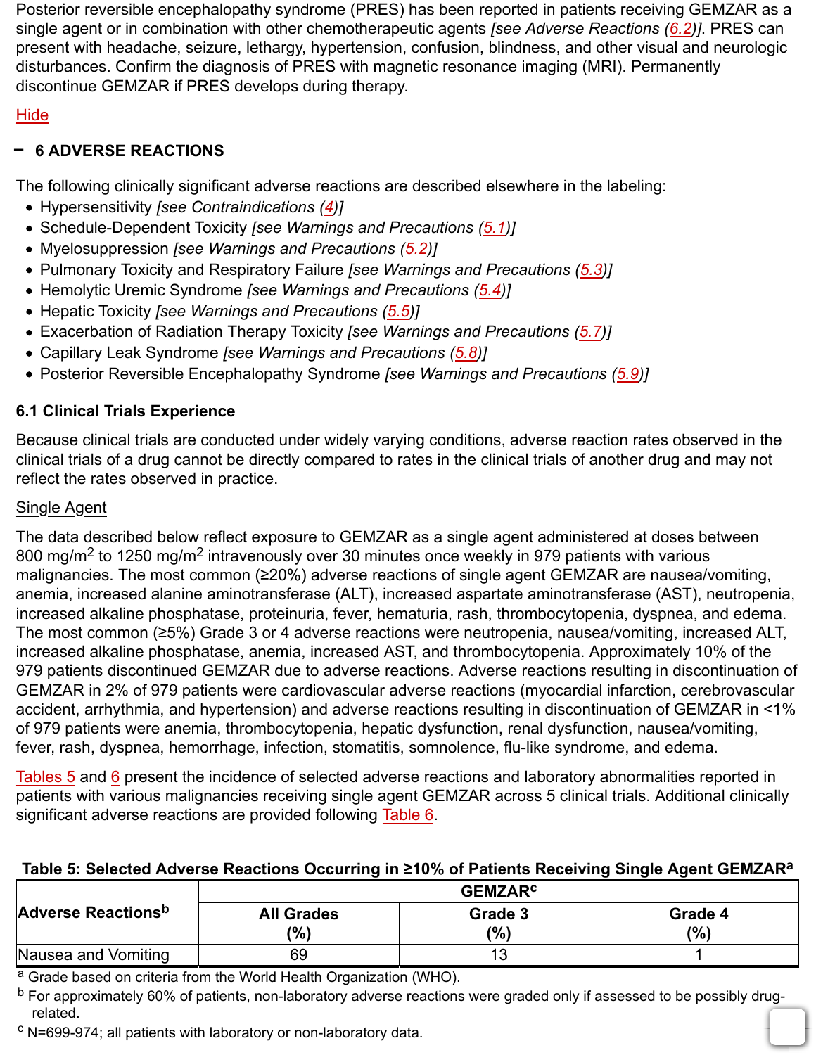Posterior reversible encephalopathy syndrome (PRES) has been reported in patients receiving GEMZAR as a single agent or in combination with other chemotherapeutic agents *[see Adverse Reactions (6.2)]*. PRES can present with headache, seizure, lethargy, hypertension, confusion, blindness, and other visual and neurologic disturbances. Confirm the diagnosis of PRES with magnetic resonance imaging (MRI). Permanently discontinue GEMZAR if PRES develops during therapy.

Hide

## 6 ADVERSE REACTIONS

The following clinically significant adverse reactions are described elsewhere in the labeling:

- Hypersensitivity *[see Contraindications (4)]*
- Schedule-Dependent Toxicity *[see Warnings and Precautions (5.1)]*
- Myelosuppression *[see Warnings and Precautions (5.2)]*
- Pulmonary Toxicity and Respiratory Failure *[see Warnings and Precautions (5.3)]*
- Hemolytic Uremic Syndrome *[see Warnings and Precautions (5.4)]*
- Hepatic Toxicity *[see Warnings and Precautions (5.5)]*
- Exacerbation of Radiation Therapy Toxicity *[see Warnings and Precautions (5.7)]*
- Capillary Leak Syndrome *[see Warnings and Precautions (5.8)]*
- Posterior Reversible Encephalopathy Syndrome *[see Warnings and Precautions (5.9)]*

### 6.1 Clinical Trials Experience

Because clinical trials are conducted under widely varying conditions, adverse reaction rates observed in the clinical trials of a drug cannot be directly compared to rates in the clinical trials of another drug and may not reflect the rates observed in practice.

Single Agent

The data described below reflect exposure to GEMZAR as a single agent administered at doses between 800 mg/m$^2$ to 1250 mg/m$^2$ intravenously over 30 minutes once weekly in 979 patients with various malignancies. The most common (≥20%) adverse reactions of single agent GEMZAR are nausea/vomiting, anemia, increased alanine aminotransferase (ALT), increased aspartate aminotransferase (AST), neutropenia, increased alkaline phosphatase, proteinuria, fever, hematuria, rash, thrombocytopenia, dyspnea, and edema. The most common (≥5%) Grade 3 or 4 adverse reactions were neutropenia, nausea/vomiting, increased ALT, increased alkaline phosphatase, anemia, increased AST, and thrombocytopenia. Approximately 10% of the 979 patients discontinued GEMZAR due to adverse reactions. Adverse reactions resulting in discontinuation of GEMZAR in 2% of 979 patients were cardiovascular adverse reactions (myocardial infarction, cerebrovascular accident, arrhythmia, and hypertension) and adverse reactions resulting in discontinuation of GEMZAR in <1% of 979 patients were anemia, thrombocytopenia, hepatic dysfunction, renal dysfunction, nausea/vomiting, fever, rash, dyspnea, hemorrhage, infection, stomatitis, somnolence, flu-like syndrome, and edema.

Tables 5 and 6 present the incidence of selected adverse reactions and laboratory abnormalities reported in patients with various malignancies receiving single agent GEMZAR across 5 clinical trials. Additional clinically significant adverse reactions are provided following Table 6.

**Table 5: Selected Adverse Reactions Occurring in ≥10% of Patients Receiving Single Agent GEMZAR[a]**

| Adverse Reactions[b] | GEMZAR[c] | | |
|---|---|---|---|
| | All Grades (%) | Grade 3 (%) | Grade 4 (%) |
| Nausea and Vomiting | 69 | 13 | 1 |

[a] Grade based on criteria from the World Health Organization (WHO).

[b] For approximately 60% of patients, non-laboratory adverse reactions were graded only if assessed to be possibly drug-related.

[c] N=699-974; all patients with laboratory or non-laboratory data.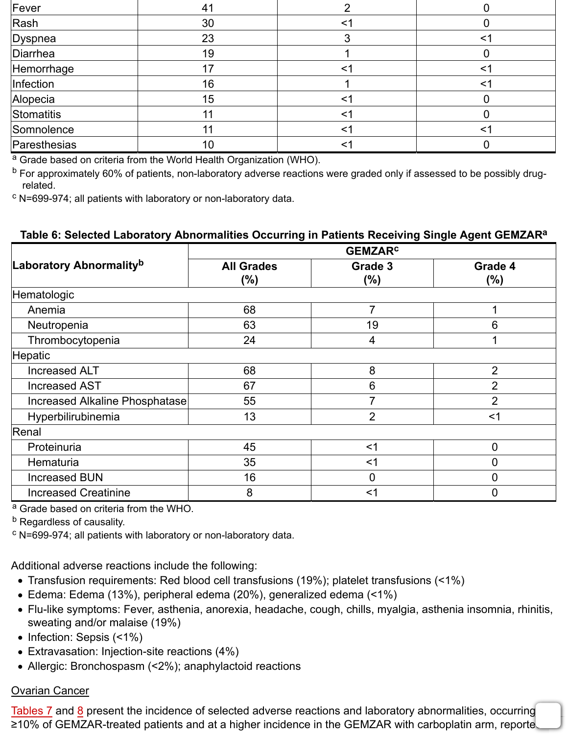| | | | |
|---|---|---|---|
| Fever | 41 | 2 | 0 |
| Rash | 30 | <1 | 0 |
| Dyspnea | 23 | 3 | <1 |
| Diarrhea | 19 | 1 | 0 |
| Hemorrhage | 17 | <1 | <1 |
| Infection | 16 | 1 | <1 |
| Alopecia | 15 | <1 | 0 |
| Stomatitis | 11 | <1 | 0 |
| Somnolence | 11 | <1 | <1 |
| Paresthesias | 10 | <1 | 0 |

[a] Grade based on criteria from the World Health Organization (WHO).
[b] For approximately 60% of patients, non-laboratory adverse reactions were graded only if assessed to be possibly drug-related.
[c] N=699-974; all patients with laboratory or non-laboratory data.

**Table 6: Selected Laboratory Abnormalities Occurring in Patients Receiving Single Agent GEMZAR[a]**

| Laboratory Abnormality[b] | GEMZAR[c] | | |
|---|---|---|---|
| | **All Grades (%)** | **Grade 3 (%)** | **Grade 4 (%)** |
| Hematologic | | | |
| Anemia | 68 | 7 | 1 |
| Neutropenia | 63 | 19 | 6 |
| Thrombocytopenia | 24 | 4 | 1 |
| Hepatic | | | |
| Increased ALT | 68 | 8 | 2 |
| Increased AST | 67 | 6 | 2 |
| Increased Alkaline Phosphatase | 55 | 7 | 2 |
| Hyperbilirubinemia | 13 | 2 | <1 |
| Renal | | | |
| Proteinuria | 45 | <1 | 0 |
| Hematuria | 35 | <1 | 0 |
| Increased BUN | 16 | 0 | 0 |
| Increased Creatinine | 8 | <1 | 0 |

[a] Grade based on criteria from the WHO.
[b] Regardless of causality.
[c] N=699-974; all patients with laboratory or non-laboratory data.

Additional adverse reactions include the following:

- Transfusion requirements: Red blood cell transfusions (19%); platelet transfusions (<1%)
- Edema: Edema (13%), peripheral edema (20%), generalized edema (<1%)
- Flu-like symptoms: Fever, asthenia, anorexia, headache, cough, chills, myalgia, asthenia insomnia, rhinitis, sweating and/or malaise (19%)
- Infection: Sepsis (<1%)
- Extravasation: Injection-site reactions (4%)
- Allergic: Bronchospasm (<2%); anaphylactoid reactions

Ovarian Cancer

Tables 7 and 8 present the incidence of selected adverse reactions and laboratory abnormalities, occurring ≥10% of GEMZAR-treated patients and at a higher incidence in the GEMZAR with carboplatin arm, reporte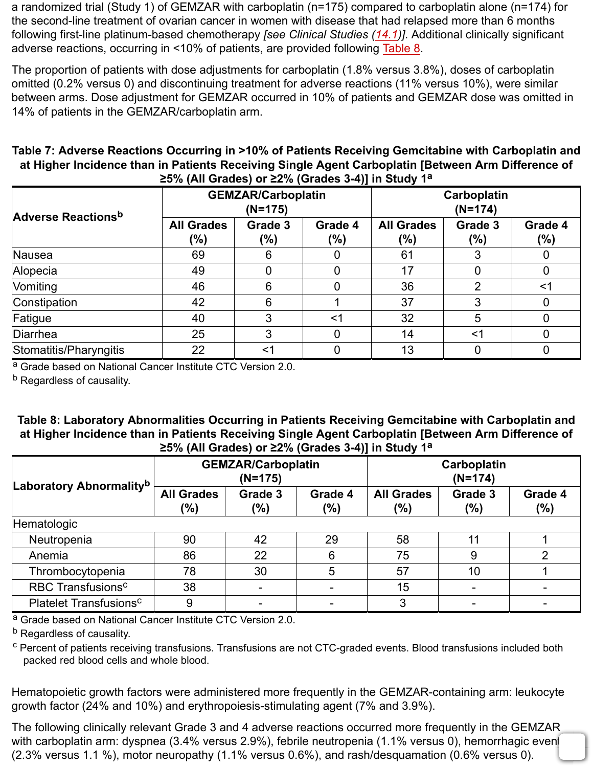a randomized trial (Study 1) of GEMZAR with carboplatin (n=175) compared to carboplatin alone (n=174) for the second-line treatment of ovarian cancer in women with disease that had relapsed more than 6 months following first-line platinum-based chemotherapy *[see Clinical Studies (14.1)]*. Additional clinically significant adverse reactions, occurring in <10% of patients, are provided following Table 8.

The proportion of patients with dose adjustments for carboplatin (1.8% versus 3.8%), doses of carboplatin omitted (0.2% versus 0) and discontinuing treatment for adverse reactions (11% versus 10%), were similar between arms. Dose adjustment for GEMZAR occurred in 10% of patients and GEMZAR dose was omitted in 14% of patients in the GEMZAR/carboplatin arm.

**Table 7: Adverse Reactions Occurring in >10% of Patients Receiving Gemcitabine with Carboplatin and at Higher Incidence than in Patients Receiving Single Agent Carboplatin [Between Arm Difference of ≥5% (All Grades) or ≥2% (Grades 3-4)] in Study 1[a]**

| Adverse Reactions[b] | GEMZAR/Carboplatin (N=175) | | | Carboplatin (N=174) | | |
|---|---|---|---|---|---|---|
| | All Grades (%) | Grade 3 (%) | Grade 4 (%) | All Grades (%) | Grade 3 (%) | Grade 4 (%) |
| Nausea | 69 | 6 | 0 | 61 | 3 | 0 |
| Alopecia | 49 | 0 | 0 | 17 | 0 | 0 |
| Vomiting | 46 | 6 | 0 | 36 | 2 | <1 |
| Constipation | 42 | 6 | 1 | 37 | 3 | 0 |
| Fatigue | 40 | 3 | <1 | 32 | 5 | 0 |
| Diarrhea | 25 | 3 | 0 | 14 | <1 | 0 |
| Stomatitis/Pharyngitis | 22 | <1 | 0 | 13 | 0 | 0 |

[a] Grade based on National Cancer Institute CTC Version 2.0.
[b] Regardless of causality.

**Table 8: Laboratory Abnormalities Occurring in Patients Receiving Gemcitabine with Carboplatin and at Higher Incidence than in Patients Receiving Single Agent Carboplatin [Between Arm Difference of ≥5% (All Grades) or ≥2% (Grades 3-4)] in Study 1[a]**

| Laboratory Abnormality[b] | GEMZAR/Carboplatin (N=175) | | | Carboplatin (N=174) | | |
|---|---|---|---|---|---|---|
| | All Grades (%) | Grade 3 (%) | Grade 4 (%) | All Grades (%) | Grade 3 (%) | Grade 4 (%) |
| Hematologic | | | | | | |
| Neutropenia | 90 | 42 | 29 | 58 | 11 | 1 |
| Anemia | 86 | 22 | 6 | 75 | 9 | 2 |
| Thrombocytopenia | 78 | 30 | 5 | 57 | 10 | 1 |
| RBC Transfusions[c] | 38 | - | - | 15 | - | - |
| Platelet Transfusions[c] | 9 | - | - | 3 | - | - |

[a] Grade based on National Cancer Institute CTC Version 2.0.
[b] Regardless of causality.
[c] Percent of patients receiving transfusions. Transfusions are not CTC-graded events. Blood transfusions included both packed red blood cells and whole blood.

Hematopoietic growth factors were administered more frequently in the GEMZAR-containing arm: leukocyte growth factor (24% and 10%) and erythropoiesis-stimulating agent (7% and 3.9%).

The following clinically relevant Grade 3 and 4 adverse reactions occurred more frequently in the GEMZAR with carboplatin arm: dyspnea (3.4% versus 2.9%), febrile neutropenia (1.1% versus 0), hemorrhagic event (2.3% versus 1.1 %), motor neuropathy (1.1% versus 0.6%), and rash/desquamation (0.6% versus 0).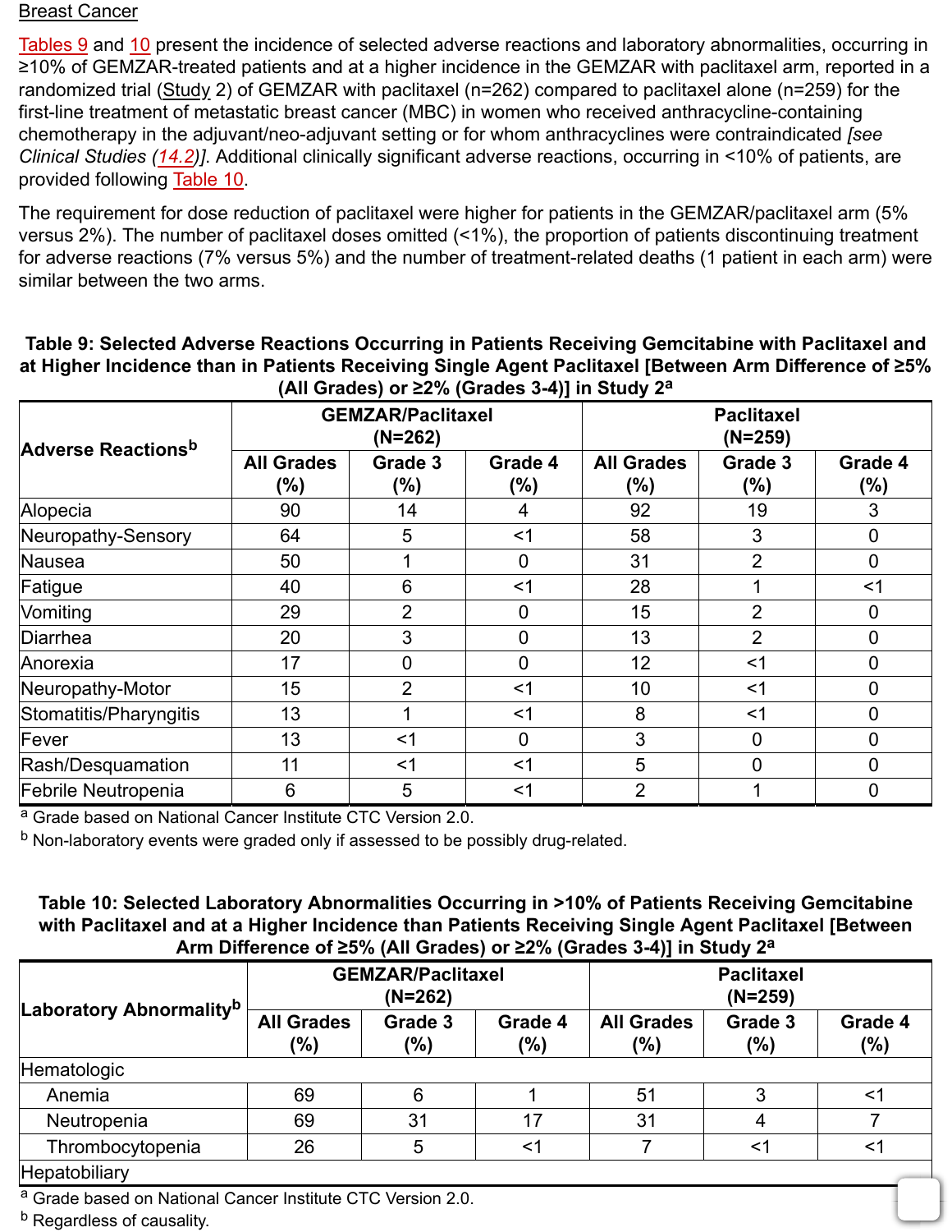Breast Cancer

Tables 9 and 10 present the incidence of selected adverse reactions and laboratory abnormalities, occurring in ≥10% of GEMZAR-treated patients and at a higher incidence in the GEMZAR with paclitaxel arm, reported in a randomized trial (Study 2) of GEMZAR with paclitaxel (n=262) compared to paclitaxel alone (n=259) for the first-line treatment of metastatic breast cancer (MBC) in women who received anthracycline-containing chemotherapy in the adjuvant/neo-adjuvant setting or for whom anthracyclines were contraindicated *[see Clinical Studies (14.2)]*. Additional clinically significant adverse reactions, occurring in <10% of patients, are provided following Table 10.

The requirement for dose reduction of paclitaxel were higher for patients in the GEMZAR/paclitaxel arm (5% versus 2%). The number of paclitaxel doses omitted (<1%), the proportion of patients discontinuing treatment for adverse reactions (7% versus 5%) and the number of treatment-related deaths (1 patient in each arm) were similar between the two arms.

**Table 9: Selected Adverse Reactions Occurring in Patients Receiving Gemcitabine with Paclitaxel and at Higher Incidence than in Patients Receiving Single Agent Paclitaxel [Between Arm Difference of ≥5% (All Grades) or ≥2% (Grades 3-4)] in Study 2[a]**

| Adverse Reactions[b] | GEMZAR/Paclitaxel (N=262) | | | Paclitaxel (N=259) | | |
|---|---|---|---|---|---|---|
| | All Grades (%) | Grade 3 (%) | Grade 4 (%) | All Grades (%) | Grade 3 (%) | Grade 4 (%) |
| Alopecia | 90 | 14 | 4 | 92 | 19 | 3 |
| Neuropathy-Sensory | 64 | 5 | <1 | 58 | 3 | 0 |
| Nausea | 50 | 1 | 0 | 31 | 2 | 0 |
| Fatigue | 40 | 6 | <1 | 28 | 1 | <1 |
| Vomiting | 29 | 2 | 0 | 15 | 2 | 0 |
| Diarrhea | 20 | 3 | 0 | 13 | 2 | 0 |
| Anorexia | 17 | 0 | 0 | 12 | <1 | 0 |
| Neuropathy-Motor | 15 | 2 | <1 | 10 | <1 | 0 |
| Stomatitis/Pharyngitis | 13 | 1 | <1 | 8 | <1 | 0 |
| Fever | 13 | <1 | 0 | 3 | 0 | 0 |
| Rash/Desquamation | 11 | <1 | <1 | 5 | 0 | 0 |
| Febrile Neutropenia | 6 | 5 | <1 | 2 | 1 | 0 |

[a] Grade based on National Cancer Institute CTC Version 2.0.

[b] Non-laboratory events were graded only if assessed to be possibly drug-related.

**Table 10: Selected Laboratory Abnormalities Occurring in >10% of Patients Receiving Gemcitabine with Paclitaxel and at a Higher Incidence than Patients Receiving Single Agent Paclitaxel [Between Arm Difference of ≥5% (All Grades) or ≥2% (Grades 3-4)] in Study 2[a]**

| Laboratory Abnormality[b] | GEMZAR/Paclitaxel (N=262) | | | Paclitaxel (N=259) | | |
|---|---|---|---|---|---|---|
| | All Grades (%) | Grade 3 (%) | Grade 4 (%) | All Grades (%) | Grade 3 (%) | Grade 4 (%) |
| Hematologic | | | | | | |
| Anemia | 69 | 6 | 1 | 51 | 3 | <1 |
| Neutropenia | 69 | 31 | 17 | 31 | 4 | 7 |
| Thrombocytopenia | 26 | 5 | <1 | 7 | <1 | <1 |
| Hepatobiliary | | | | | | |

[a] Grade based on National Cancer Institute CTC Version 2.0.

[b] Regardless of causality.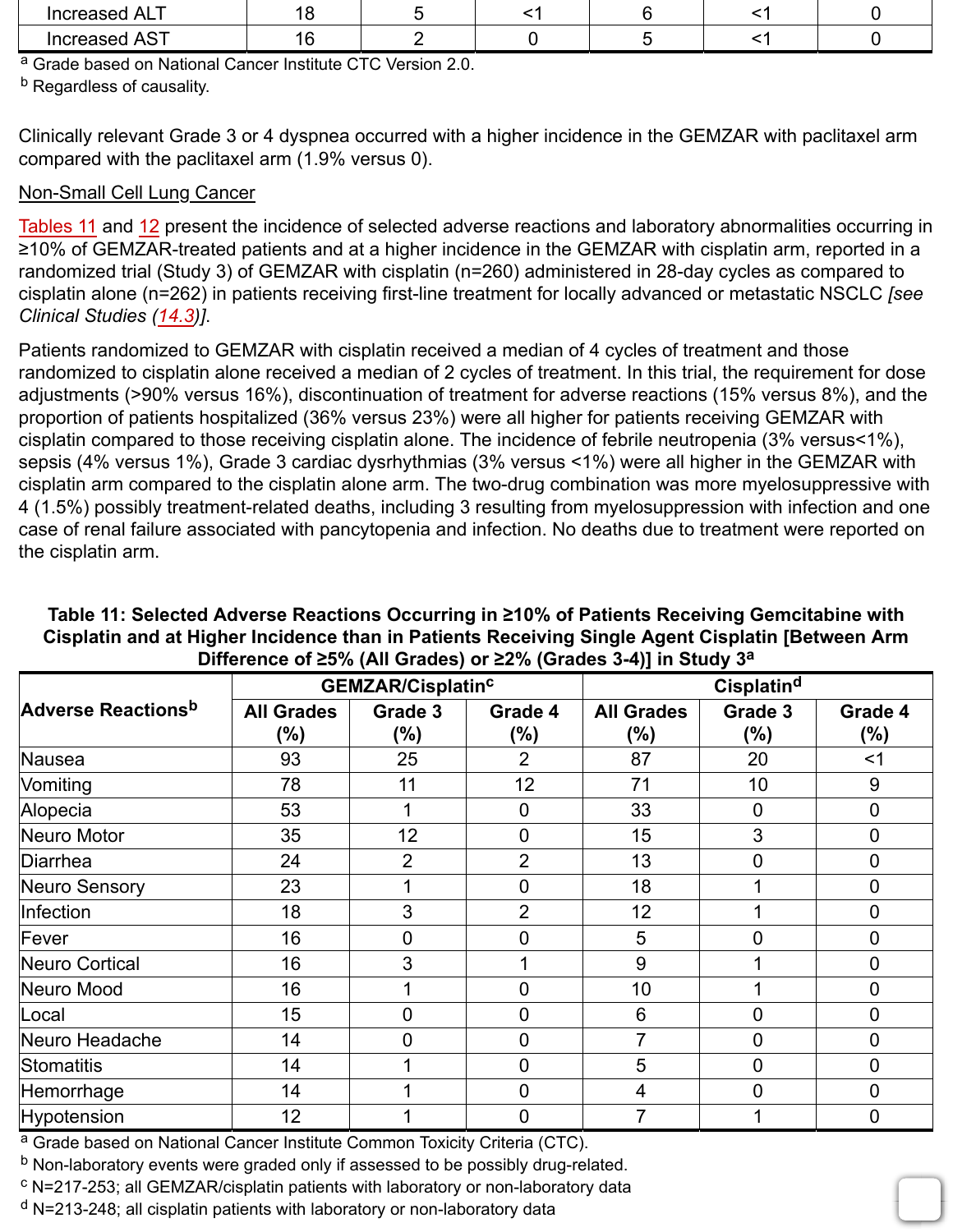| Increased ALT | 18 | 5 | <1 | 6 | <1 | 0 |
|---|---|---|---|---|---|---|
| Increased AST | 16 | 2 | 0 | 5 | <1 | 0 |

[a] Grade based on National Cancer Institute CTC Version 2.0.
[b] Regardless of causality.

Clinically relevant Grade 3 or 4 dyspnea occurred with a higher incidence in the GEMZAR with paclitaxel arm compared with the paclitaxel arm (1.9% versus 0).

Non-Small Cell Lung Cancer

Tables 11 and 12 present the incidence of selected adverse reactions and laboratory abnormalities occurring in ≥10% of GEMZAR-treated patients and at a higher incidence in the GEMZAR with cisplatin arm, reported in a randomized trial (Study 3) of GEMZAR with cisplatin (n=260) administered in 28-day cycles as compared to cisplatin alone (n=262) in patients receiving first-line treatment for locally advanced or metastatic NSCLC *[see Clinical Studies (14.3)]*.

Patients randomized to GEMZAR with cisplatin received a median of 4 cycles of treatment and those randomized to cisplatin alone received a median of 2 cycles of treatment. In this trial, the requirement for dose adjustments (>90% versus 16%), discontinuation of treatment for adverse reactions (15% versus 8%), and the proportion of patients hospitalized (36% versus 23%) were all higher for patients receiving GEMZAR with cisplatin compared to those receiving cisplatin alone. The incidence of febrile neutropenia (3% versus<1%), sepsis (4% versus 1%), Grade 3 cardiac dysrhythmias (3% versus <1%) were all higher in the GEMZAR with cisplatin arm compared to the cisplatin alone arm. The two-drug combination was more myelosuppressive with 4 (1.5%) possibly treatment-related deaths, including 3 resulting from myelosuppression with infection and one case of renal failure associated with pancytopenia and infection. No deaths due to treatment were reported on the cisplatin arm.

**Table 11: Selected Adverse Reactions Occurring in ≥10% of Patients Receiving Gemcitabine with Cisplatin and at Higher Incidence than in Patients Receiving Single Agent Cisplatin [Between Arm Difference of ≥5% (All Grades) or ≥2% (Grades 3-4)] in Study 3[a]**

| Adverse Reactions[b] | GEMZAR/Cisplatin[c] | | | Cisplatin[d] | | |
|---|---|---|---|---|---|---|
| | All Grades (%) | Grade 3 (%) | Grade 4 (%) | All Grades (%) | Grade 3 (%) | Grade 4 (%) |
| Nausea | 93 | 25 | 2 | 87 | 20 | <1 |
| Vomiting | 78 | 11 | 12 | 71 | 10 | 9 |
| Alopecia | 53 | 1 | 0 | 33 | 0 | 0 |
| Neuro Motor | 35 | 12 | 0 | 15 | 3 | 0 |
| Diarrhea | 24 | 2 | 2 | 13 | 0 | 0 |
| Neuro Sensory | 23 | 1 | 0 | 18 | 1 | 0 |
| Infection | 18 | 3 | 2 | 12 | 1 | 0 |
| Fever | 16 | 0 | 0 | 5 | 0 | 0 |
| Neuro Cortical | 16 | 3 | 1 | 9 | 1 | 0 |
| Neuro Mood | 16 | 1 | 0 | 10 | 1 | 0 |
| Local | 15 | 0 | 0 | 6 | 0 | 0 |
| Neuro Headache | 14 | 0 | 0 | 7 | 0 | 0 |
| Stomatitis | 14 | 1 | 0 | 5 | 0 | 0 |
| Hemorrhage | 14 | 1 | 0 | 4 | 0 | 0 |
| Hypotension | 12 | 1 | 0 | 7 | 1 | 0 |

[a] Grade based on National Cancer Institute Common Toxicity Criteria (CTC).
[b] Non-laboratory events were graded only if assessed to be possibly drug-related.
[c] N=217-253; all GEMZAR/cisplatin patients with laboratory or non-laboratory data
[d] N=213-248; all cisplatin patients with laboratory or non-laboratory data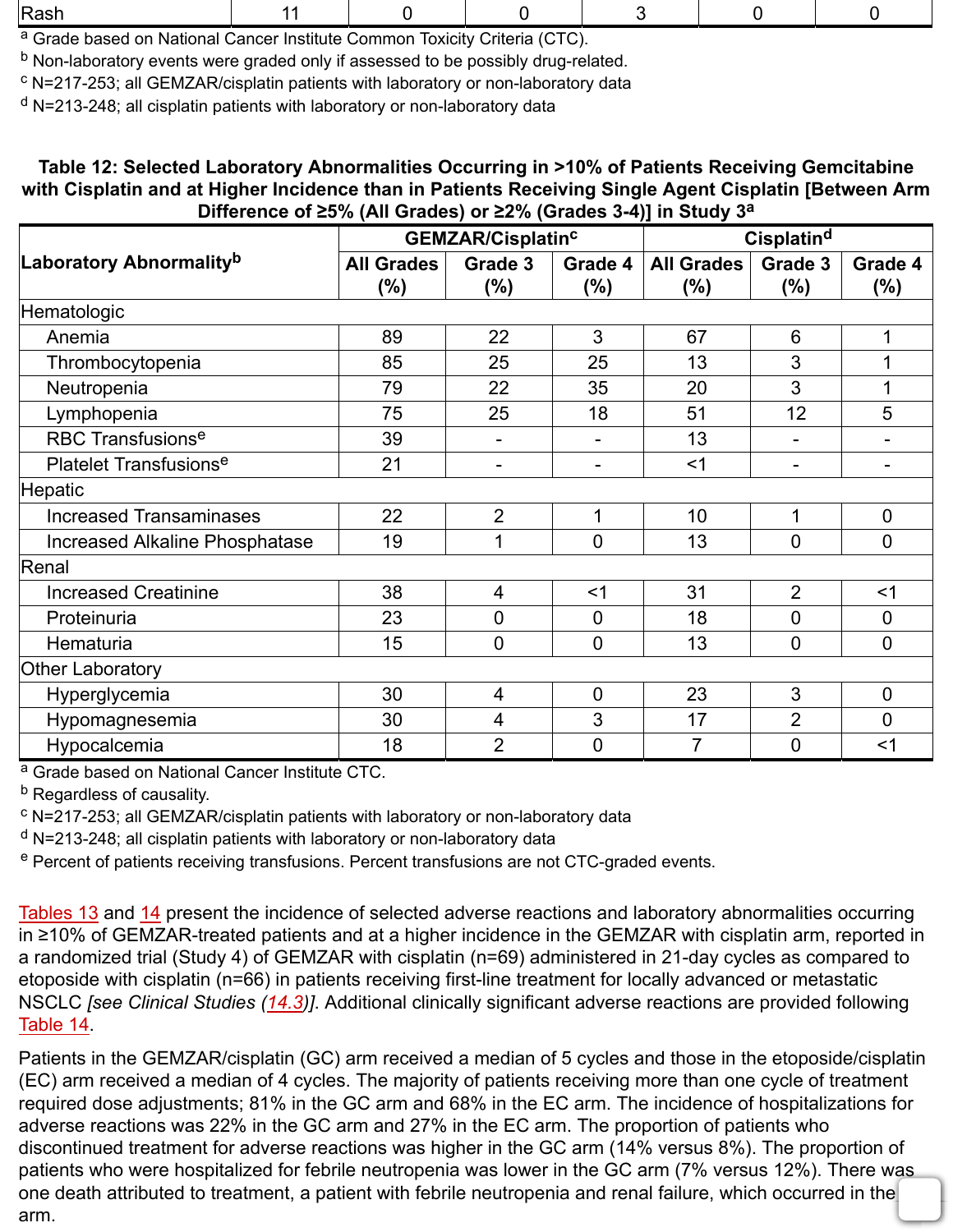| Rash | 11 | 0 | 0 | 3 | 0 | 0 |
|---|---|---|---|---|---|---|

[a] Grade based on National Cancer Institute Common Toxicity Criteria (CTC).
[b] Non-laboratory events were graded only if assessed to be possibly drug-related.
[c] N=217-253; all GEMZAR/cisplatin patients with laboratory or non-laboratory data
[d] N=213-248; all cisplatin patients with laboratory or non-laboratory data

**Table 12: Selected Laboratory Abnormalities Occurring in >10% of Patients Receiving Gemcitabine with Cisplatin and at Higher Incidence than in Patients Receiving Single Agent Cisplatin [Between Arm Difference of ≥5% (All Grades) or ≥2% (Grades 3-4)] in Study 3[a]**

| Laboratory Abnormality[b] | GEMZAR/Cisplatin[c] | | | Cisplatin[d] | | |
|---|---|---|---|---|---|---|
| | All Grades (%) | Grade 3 (%) | Grade 4 (%) | All Grades (%) | Grade 3 (%) | Grade 4 (%) |
| Hematologic | | | | | | |
| Anemia | 89 | 22 | 3 | 67 | 6 | 1 |
| Thrombocytopenia | 85 | 25 | 25 | 13 | 3 | 1 |
| Neutropenia | 79 | 22 | 35 | 20 | 3 | 1 |
| Lymphopenia | 75 | 25 | 18 | 51 | 12 | 5 |
| RBC Transfusions[e] | 39 | - | - | 13 | - | - |
| Platelet Transfusions[e] | 21 | - | - | <1 | - | - |
| Hepatic | | | | | | |
| Increased Transaminases | 22 | 2 | 1 | 10 | 1 | 0 |
| Increased Alkaline Phosphatase | 19 | 1 | 0 | 13 | 0 | 0 |
| Renal | | | | | | |
| Increased Creatinine | 38 | 4 | <1 | 31 | 2 | <1 |
| Proteinuria | 23 | 0 | 0 | 18 | 0 | 0 |
| Hematuria | 15 | 0 | 0 | 13 | 0 | 0 |
| Other Laboratory | | | | | | |
| Hyperglycemia | 30 | 4 | 0 | 23 | 3 | 0 |
| Hypomagnesemia | 30 | 4 | 3 | 17 | 2 | 0 |
| Hypocalcemia | 18 | 2 | 0 | 7 | 0 | <1 |

[a] Grade based on National Cancer Institute CTC.
[b] Regardless of causality.
[c] N=217-253; all GEMZAR/cisplatin patients with laboratory or non-laboratory data
[d] N=213-248; all cisplatin patients with laboratory or non-laboratory data
[e] Percent of patients receiving transfusions. Percent transfusions are not CTC-graded events.

Tables 13 and 14 present the incidence of selected adverse reactions and laboratory abnormalities occurring in ≥10% of GEMZAR-treated patients and at a higher incidence in the GEMZAR with cisplatin arm, reported in a randomized trial (Study 4) of GEMZAR with cisplatin (n=69) administered in 21-day cycles as compared to etoposide with cisplatin (n=66) in patients receiving first-line treatment for locally advanced or metastatic NSCLC *[see Clinical Studies (14.3)]*. Additional clinically significant adverse reactions are provided following Table 14.

Patients in the GEMZAR/cisplatin (GC) arm received a median of 5 cycles and those in the etoposide/cisplatin (EC) arm received a median of 4 cycles. The majority of patients receiving more than one cycle of treatment required dose adjustments; 81% in the GC arm and 68% in the EC arm. The incidence of hospitalizations for adverse reactions was 22% in the GC arm and 27% in the EC arm. The proportion of patients who discontinued treatment for adverse reactions was higher in the GC arm (14% versus 8%). The proportion of patients who were hospitalized for febrile neutropenia was lower in the GC arm (7% versus 12%). There was one death attributed to treatment, a patient with febrile neutropenia and renal failure, which occurred in the arm.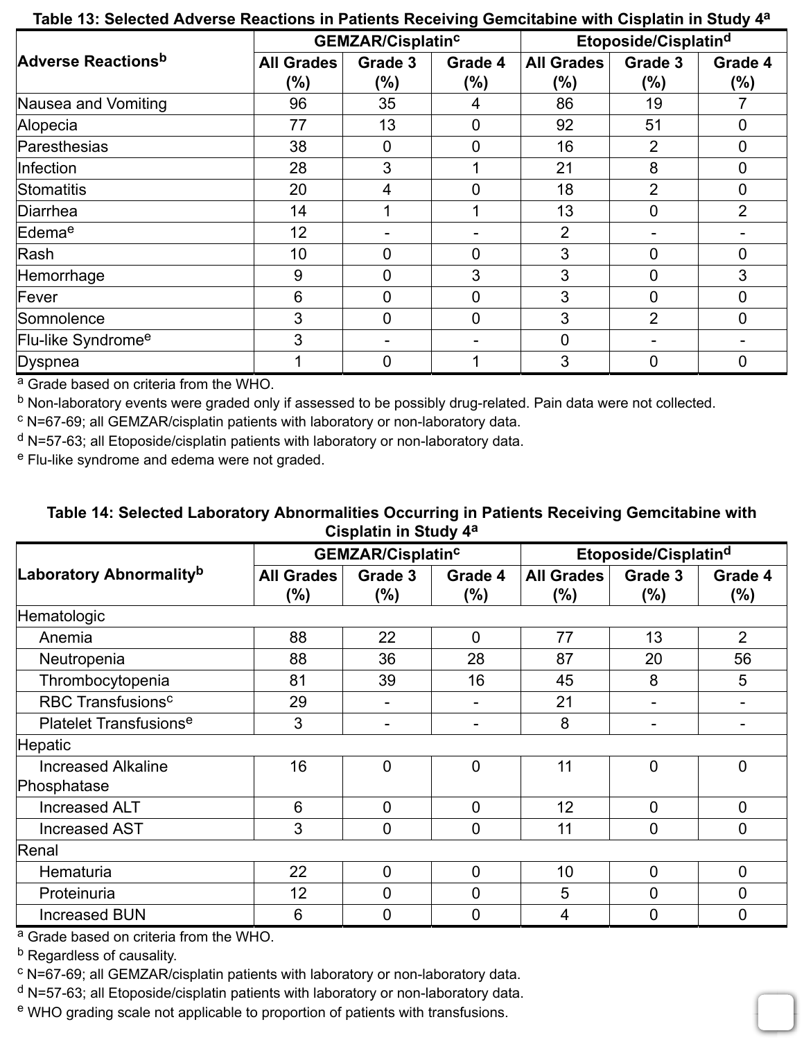**Table 13: Selected Adverse Reactions in Patients Receiving Gemcitabine with Cisplatin in Study 4[a]**

| Adverse Reactions[b] | GEMZAR/Cisplatin[c] | | | Etoposide/Cisplatin[d] | | |
|---|---|---|---|---|---|---|
| | All Grades (%) | Grade 3 (%) | Grade 4 (%) | All Grades (%) | Grade 3 (%) | Grade 4 (%) |
| Nausea and Vomiting | 96 | 35 | 4 | 86 | 19 | 7 |
| Alopecia | 77 | 13 | 0 | 92 | 51 | 0 |
| Paresthesias | 38 | 0 | 0 | 16 | 2 | 0 |
| Infection | 28 | 3 | 1 | 21 | 8 | 0 |
| Stomatitis | 20 | 4 | 0 | 18 | 2 | 0 |
| Diarrhea | 14 | 1 | 1 | 13 | 0 | 2 |
| Edema[e] | 12 | - | - | 2 | - | - |
| Rash | 10 | 0 | 0 | 3 | 0 | 0 |
| Hemorrhage | 9 | 0 | 3 | 3 | 0 | 3 |
| Fever | 6 | 0 | 0 | 3 | 0 | 0 |
| Somnolence | 3 | 0 | 0 | 3 | 2 | 0 |
| Flu-like Syndrome[e] | 3 | - | - | 0 | - | - |
| Dyspnea | 1 | 0 | 1 | 3 | 0 | 0 |

[a] Grade based on criteria from the WHO.
[b] Non-laboratory events were graded only if assessed to be possibly drug-related. Pain data were not collected.
[c] N=67-69; all GEMZAR/cisplatin patients with laboratory or non-laboratory data.
[d] N=57-63; all Etoposide/cisplatin patients with laboratory or non-laboratory data.
[e] Flu-like syndrome and edema were not graded.

**Table 14: Selected Laboratory Abnormalities Occurring in Patients Receiving Gemcitabine with Cisplatin in Study 4[a]**

| Laboratory Abnormality[b] | GEMZAR/Cisplatin[c] | | | Etoposide/Cisplatin[d] | | |
|---|---|---|---|---|---|---|
| | All Grades (%) | Grade 3 (%) | Grade 4 (%) | All Grades (%) | Grade 3 (%) | Grade 4 (%) |
| Hematologic | | | | | | |
| Anemia | 88 | 22 | 0 | 77 | 13 | 2 |
| Neutropenia | 88 | 36 | 28 | 87 | 20 | 56 |
| Thrombocytopenia | 81 | 39 | 16 | 45 | 8 | 5 |
| RBC Transfusions[c] | 29 | - | - | 21 | - | - |
| Platelet Transfusions[e] | 3 | - | - | 8 | - | - |
| Hepatic | | | | | | |
| Increased Alkaline Phosphatase | 16 | 0 | 0 | 11 | 0 | 0 |
| Increased ALT | 6 | 0 | 0 | 12 | 0 | 0 |
| Increased AST | 3 | 0 | 0 | 11 | 0 | 0 |
| Renal | | | | | | |
| Hematuria | 22 | 0 | 0 | 10 | 0 | 0 |
| Proteinuria | 12 | 0 | 0 | 5 | 0 | 0 |
| Increased BUN | 6 | 0 | 0 | 4 | 0 | 0 |

[a] Grade based on criteria from the WHO.
[b] Regardless of causality.
[c] N=67-69; all GEMZAR/cisplatin patients with laboratory or non-laboratory data.
[d] N=57-63; all Etoposide/cisplatin patients with laboratory or non-laboratory data.
[e] WHO grading scale not applicable to proportion of patients with transfusions.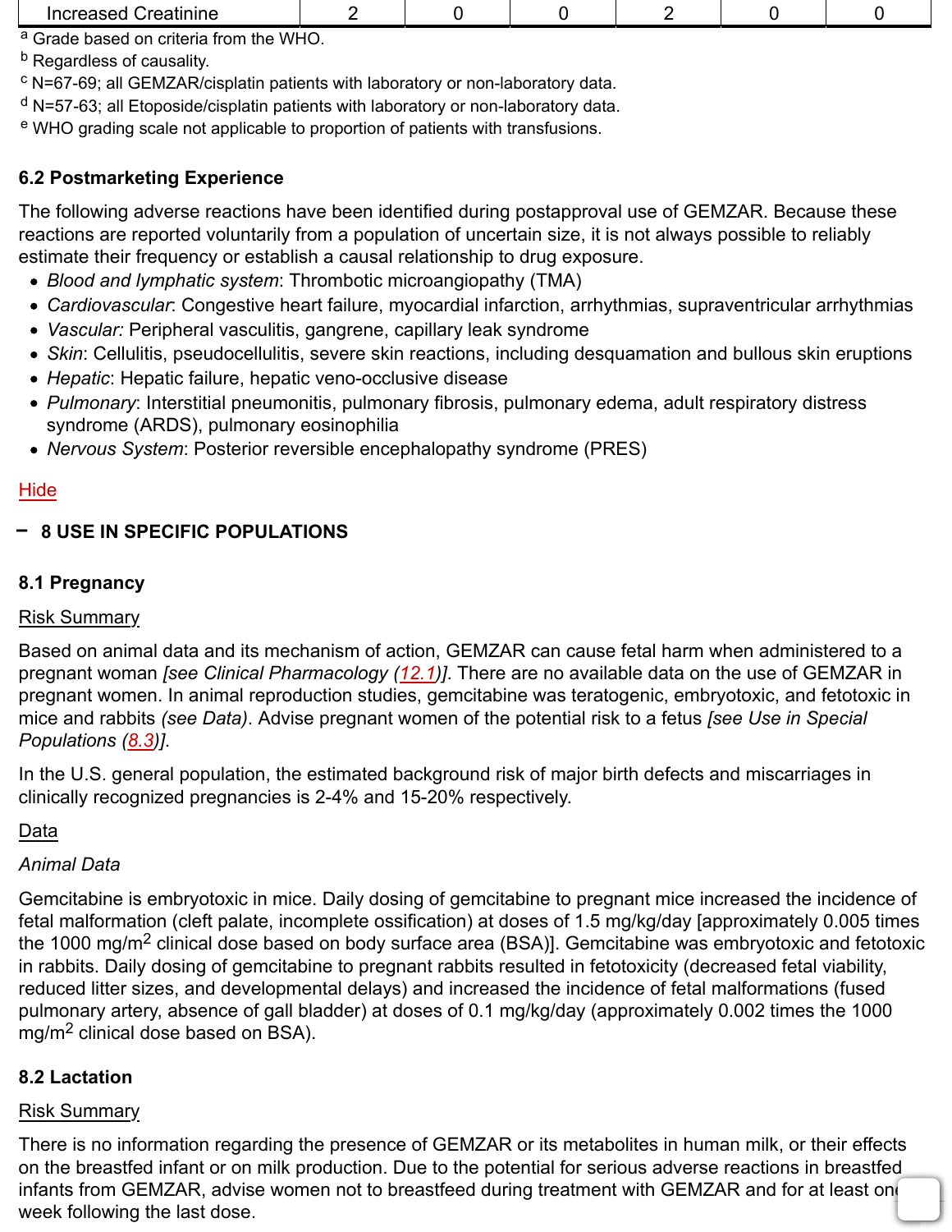| Increased Creatinine | 2 | 0 | 0 | 2 | 0 | 0 |
|---|---|---|---|---|---|---|

[a] Grade based on criteria from the WHO.
[b] Regardless of causality.
[c] N=67-69; all GEMZAR/cisplatin patients with laboratory or non-laboratory data.
[d] N=57-63; all Etoposide/cisplatin patients with laboratory or non-laboratory data.
[e] WHO grading scale not applicable to proportion of patients with transfusions.

### 6.2 Postmarketing Experience

The following adverse reactions have been identified during postapproval use of GEMZAR. Because these reactions are reported voluntarily from a population of uncertain size, it is not always possible to reliably estimate their frequency or establish a causal relationship to drug exposure.

- *Blood and lymphatic system*: Thrombotic microangiopathy (TMA)
- *Cardiovascular*: Congestive heart failure, myocardial infarction, arrhythmias, supraventricular arrhythmias
- *Vascular:* Peripheral vasculitis, gangrene, capillary leak syndrome
- *Skin*: Cellulitis, pseudocellulitis, severe skin reactions, including desquamation and bullous skin eruptions
- *Hepatic*: Hepatic failure, hepatic veno-occlusive disease
- *Pulmonary*: Interstitial pneumonitis, pulmonary fibrosis, pulmonary edema, adult respiratory distress syndrome (ARDS), pulmonary eosinophilia
- *Nervous System*: Posterior reversible encephalopathy syndrome (PRES)

Hide

## 8 USE IN SPECIFIC POPULATIONS

### 8.1 Pregnancy

Risk Summary

Based on animal data and its mechanism of action, GEMZAR can cause fetal harm when administered to a pregnant woman *[see Clinical Pharmacology (12.1)]*. There are no available data on the use of GEMZAR in pregnant women. In animal reproduction studies, gemcitabine was teratogenic, embryotoxic, and fetotoxic in mice and rabbits *(see Data)*. Advise pregnant women of the potential risk to a fetus *[see Use in Special Populations (8.3)]*.

In the U.S. general population, the estimated background risk of major birth defects and miscarriages in clinically recognized pregnancies is 2-4% and 15-20% respectively.

Data

*Animal Data*

Gemcitabine is embryotoxic in mice. Daily dosing of gemcitabine to pregnant mice increased the incidence of fetal malformation (cleft palate, incomplete ossification) at doses of 1.5 mg/kg/day [approximately 0.005 times the 1000 mg/m$^2$ clinical dose based on body surface area (BSA)]. Gemcitabine was embryotoxic and fetotoxic in rabbits. Daily dosing of gemcitabine to pregnant rabbits resulted in fetotoxicity (decreased fetal viability, reduced litter sizes, and developmental delays) and increased the incidence of fetal malformations (fused pulmonary artery, absence of gall bladder) at doses of 0.1 mg/kg/day (approximately 0.002 times the 1000 mg/m$^2$ clinical dose based on BSA).

### 8.2 Lactation

Risk Summary

There is no information regarding the presence of GEMZAR or its metabolites in human milk, or their effects on the breastfed infant or on milk production. Due to the potential for serious adverse reactions in breastfed infants from GEMZAR, advise women not to breastfeed during treatment with GEMZAR and for at least one week following the last dose.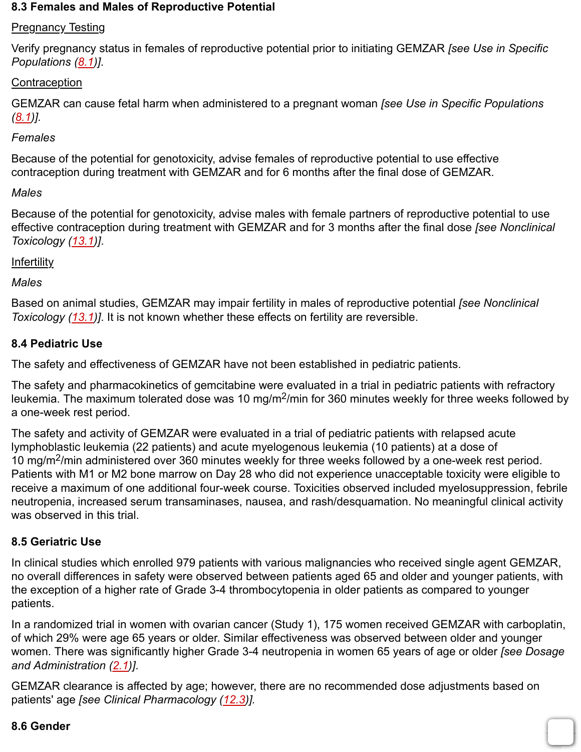### 8.3 Females and Males of Reproductive Potential

Pregnancy Testing

Verify pregnancy status in females of reproductive potential prior to initiating GEMZAR *[see Use in Specific Populations (8.1)]*.

Contraception

GEMZAR can cause fetal harm when administered to a pregnant woman *[see Use in Specific Populations (8.1)]*.

*Females*

Because of the potential for genotoxicity, advise females of reproductive potential to use effective contraception during treatment with GEMZAR and for 6 months after the final dose of GEMZAR.

*Males*

Because of the potential for genotoxicity, advise males with female partners of reproductive potential to use effective contraception during treatment with GEMZAR and for 3 months after the final dose *[see Nonclinical Toxicology (13.1)]*.

Infertility

*Males*

Based on animal studies, GEMZAR may impair fertility in males of reproductive potential *[see Nonclinical Toxicology (13.1)]*. It is not known whether these effects on fertility are reversible.

### 8.4 Pediatric Use

The safety and effectiveness of GEMZAR have not been established in pediatric patients.

The safety and pharmacokinetics of gemcitabine were evaluated in a trial in pediatric patients with refractory leukemia. The maximum tolerated dose was 10 mg/m$^2$/min for 360 minutes weekly for three weeks followed by a one-week rest period.

The safety and activity of GEMZAR were evaluated in a trial of pediatric patients with relapsed acute lymphoblastic leukemia (22 patients) and acute myelogenous leukemia (10 patients) at a dose of 10 mg/m$^2$/min administered over 360 minutes weekly for three weeks followed by a one-week rest period. Patients with M1 or M2 bone marrow on Day 28 who did not experience unacceptable toxicity were eligible to receive a maximum of one additional four-week course. Toxicities observed included myelosuppression, febrile neutropenia, increased serum transaminases, nausea, and rash/desquamation. No meaningful clinical activity was observed in this trial.

### 8.5 Geriatric Use

In clinical studies which enrolled 979 patients with various malignancies who received single agent GEMZAR, no overall differences in safety were observed between patients aged 65 and older and younger patients, with the exception of a higher rate of Grade 3-4 thrombocytopenia in older patients as compared to younger patients.

In a randomized trial in women with ovarian cancer (Study 1), 175 women received GEMZAR with carboplatin, of which 29% were age 65 years or older. Similar effectiveness was observed between older and younger women. There was significantly higher Grade 3-4 neutropenia in women 65 years of age or older *[see Dosage and Administration (2.1)]*.

GEMZAR clearance is affected by age; however, there are no recommended dose adjustments based on patients' age *[see Clinical Pharmacology (12.3)]*.

### 8.6 Gender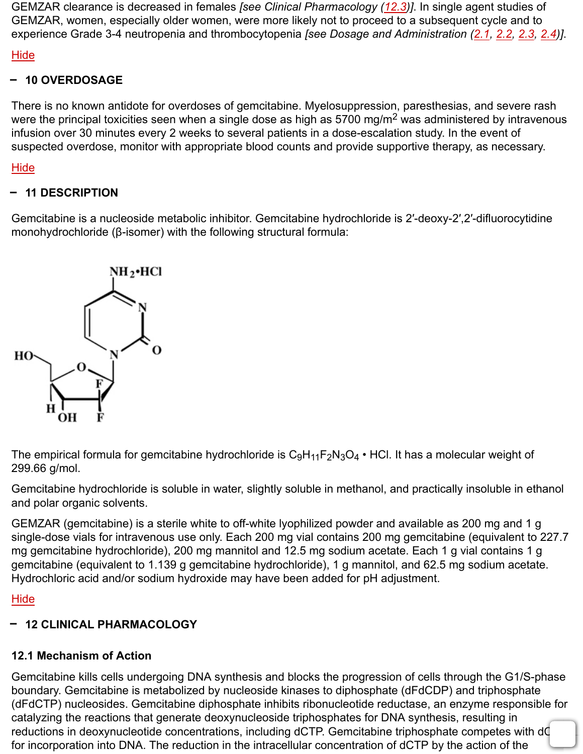GEMZAR clearance is decreased in females *[see Clinical Pharmacology (12.3)]*. In single agent studies of GEMZAR, women, especially older women, were more likely not to proceed to a subsequent cycle and to experience Grade 3-4 neutropenia and thrombocytopenia *[see Dosage and Administration (2.1, 2.2, 2.3, 2.4)]*.

Hide

## 10 OVERDOSAGE

There is no known antidote for overdoses of gemcitabine. Myelosuppression, paresthesias, and severe rash were the principal toxicities seen when a single dose as high as 5700 mg/$m^2$ was administered by intravenous infusion over 30 minutes every 2 weeks to several patients in a dose-escalation study. In the event of suspected overdose, monitor with appropriate blood counts and provide supportive therapy, as necessary.

Hide

## 11 DESCRIPTION

Gemcitabine is a nucleoside metabolic inhibitor. Gemcitabine hydrochloride is 2′-deoxy-2′,2′-difluorocytidine monohydrochloride (β-isomer) with the following structural formula:

The empirical formula for gemcitabine hydrochloride is $C_9H_{11}F_2N_3O_4$ • HCl. It has a molecular weight of 299.66 g/mol.

Gemcitabine hydrochloride is soluble in water, slightly soluble in methanol, and practically insoluble in ethanol and polar organic solvents.

GEMZAR (gemcitabine) is a sterile white to off-white lyophilized powder and available as 200 mg and 1 g single-dose vials for intravenous use only. Each 200 mg vial contains 200 mg gemcitabine (equivalent to 227.7 mg gemcitabine hydrochloride), 200 mg mannitol and 12.5 mg sodium acetate. Each 1 g vial contains 1 g gemcitabine (equivalent to 1.139 g gemcitabine hydrochloride), 1 g mannitol, and 62.5 mg sodium acetate. Hydrochloric acid and/or sodium hydroxide may have been added for pH adjustment.

Hide

## 12 CLINICAL PHARMACOLOGY

### 12.1 Mechanism of Action

Gemcitabine kills cells undergoing DNA synthesis and blocks the progression of cells through the G1/S-phase boundary. Gemcitabine is metabolized by nucleoside kinases to diphosphate (dFdCDP) and triphosphate (dFdCTP) nucleosides. Gemcitabine diphosphate inhibits ribonucleotide reductase, an enzyme responsible for catalyzing the reactions that generate deoxynucleoside triphosphates for DNA synthesis, resulting in reductions in deoxynucleotide concentrations, including dCTP. Gemcitabine triphosphate competes with dC for incorporation into DNA. The reduction in the intracellular concentration of dCTP by the action of the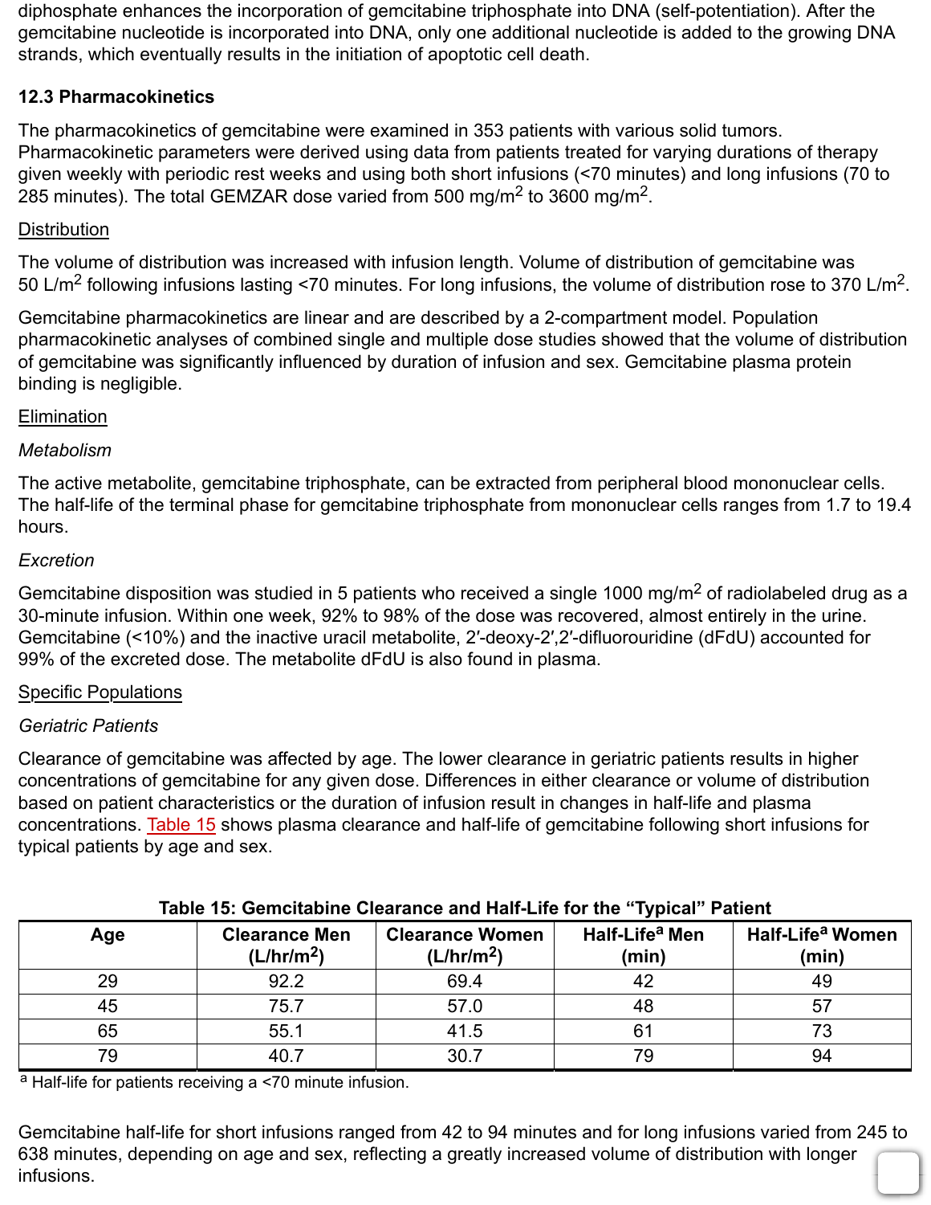diphosphate enhances the incorporation of gemcitabine triphosphate into DNA (self-potentiation). After the gemcitabine nucleotide is incorporated into DNA, only one additional nucleotide is added to the growing DNA strands, which eventually results in the initiation of apoptotic cell death.

### 12.3 Pharmacokinetics

The pharmacokinetics of gemcitabine were examined in 353 patients with various solid tumors. Pharmacokinetic parameters were derived using data from patients treated for varying durations of therapy given weekly with periodic rest weeks and using both short infusions (<70 minutes) and long infusions (70 to 285 minutes). The total GEMZAR dose varied from 500 mg/m$^2$ to 3600 mg/m$^2$.

Distribution

The volume of distribution was increased with infusion length. Volume of distribution of gemcitabine was 50 L/m$^2$ following infusions lasting <70 minutes. For long infusions, the volume of distribution rose to 370 L/m$^2$.

Gemcitabine pharmacokinetics are linear and are described by a 2-compartment model. Population pharmacokinetic analyses of combined single and multiple dose studies showed that the volume of distribution of gemcitabine was significantly influenced by duration of infusion and sex. Gemcitabine plasma protein binding is negligible.

Elimination

*Metabolism*

The active metabolite, gemcitabine triphosphate, can be extracted from peripheral blood mononuclear cells. The half-life of the terminal phase for gemcitabine triphosphate from mononuclear cells ranges from 1.7 to 19.4 hours.

*Excretion*

Gemcitabine disposition was studied in 5 patients who received a single 1000 mg/m$^2$ of radiolabeled drug as a 30-minute infusion. Within one week, 92% to 98% of the dose was recovered, almost entirely in the urine. Gemcitabine (<10%) and the inactive uracil metabolite, 2′-deoxy-2′,2′-difluorouridine (dFdU) accounted for 99% of the excreted dose. The metabolite dFdU is also found in plasma.

Specific Populations

*Geriatric Patients*

Clearance of gemcitabine was affected by age. The lower clearance in geriatric patients results in higher concentrations of gemcitabine for any given dose. Differences in either clearance or volume of distribution based on patient characteristics or the duration of infusion result in changes in half-life and plasma concentrations. Table 15 shows plasma clearance and half-life of gemcitabine following short infusions for typical patients by age and sex.

**Table 15: Gemcitabine Clearance and Half-Life for the "Typical" Patient**

| Age | Clearance Men (L/hr/m$^2$) | Clearance Women (L/hr/m$^2$) | Half-Life[a] Men (min) | Half-Life[a] Women (min) |
|---|---|---|---|---|
| 29 | 92.2 | 69.4 | 42 | 49 |
| 45 | 75.7 | 57.0 | 48 | 57 |
| 65 | 55.1 | 41.5 | 61 | 73 |
| 79 | 40.7 | 30.7 | 79 | 94 |

[a] Half-life for patients receiving a <70 minute infusion.

Gemcitabine half-life for short infusions ranged from 42 to 94 minutes and for long infusions varied from 245 to 638 minutes, depending on age and sex, reflecting a greatly increased volume of distribution with longer infusions.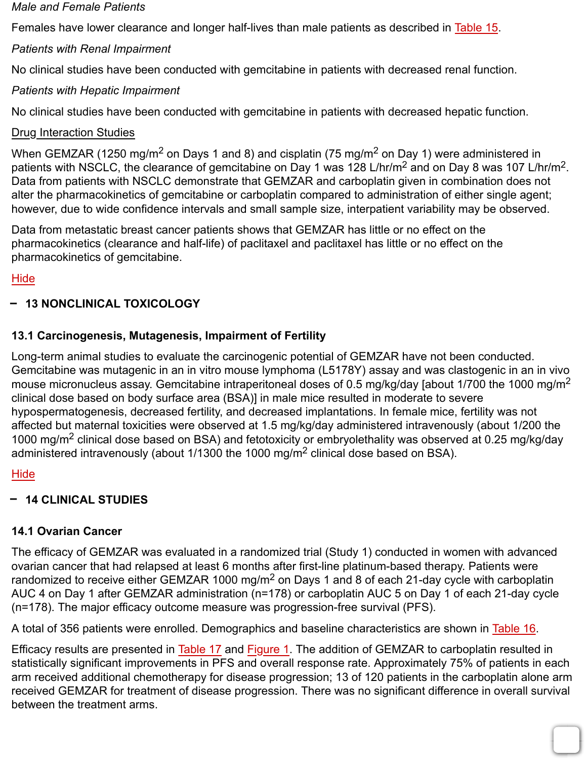*Male and Female Patients*

Females have lower clearance and longer half-lives than male patients as described in Table 15.

*Patients with Renal Impairment*

No clinical studies have been conducted with gemcitabine in patients with decreased renal function.

*Patients with Hepatic Impairment*

No clinical studies have been conducted with gemcitabine in patients with decreased hepatic function.

Drug Interaction Studies

When GEMZAR (1250 mg/m$^2$ on Days 1 and 8) and cisplatin (75 mg/m$^2$ on Day 1) were administered in patients with NSCLC, the clearance of gemcitabine on Day 1 was 128 L/hr/m$^2$ and on Day 8 was 107 L/hr/m$^2$. Data from patients with NSCLC demonstrate that GEMZAR and carboplatin given in combination does not alter the pharmacokinetics of gemcitabine or carboplatin compared to administration of either single agent; however, due to wide confidence intervals and small sample size, interpatient variability may be observed.

Data from metastatic breast cancer patients shows that GEMZAR has little or no effect on the pharmacokinetics (clearance and half-life) of paclitaxel and paclitaxel has little or no effect on the pharmacokinetics of gemcitabine.

Hide

## 13 NONCLINICAL TOXICOLOGY

### 13.1 Carcinogenesis, Mutagenesis, Impairment of Fertility

Long-term animal studies to evaluate the carcinogenic potential of GEMZAR have not been conducted. Gemcitabine was mutagenic in an in vitro mouse lymphoma (L5178Y) assay and was clastogenic in an in vivo mouse micronucleus assay. Gemcitabine intraperitoneal doses of 0.5 mg/kg/day [about 1/700 the 1000 mg/m$^2$ clinical dose based on body surface area (BSA)] in male mice resulted in moderate to severe hypospermatogenesis, decreased fertility, and decreased implantations. In female mice, fertility was not affected but maternal toxicities were observed at 1.5 mg/kg/day administered intravenously (about 1/200 the 1000 mg/m$^2$ clinical dose based on BSA) and fetotoxicity or embryolethality was observed at 0.25 mg/kg/day administered intravenously (about 1/1300 the 1000 mg/m$^2$ clinical dose based on BSA).

Hide

## 14 CLINICAL STUDIES

### 14.1 Ovarian Cancer

The efficacy of GEMZAR was evaluated in a randomized trial (Study 1) conducted in women with advanced ovarian cancer that had relapsed at least 6 months after first-line platinum-based therapy. Patients were randomized to receive either GEMZAR 1000 mg/m$^2$ on Days 1 and 8 of each 21-day cycle with carboplatin AUC 4 on Day 1 after GEMZAR administration (n=178) or carboplatin AUC 5 on Day 1 of each 21-day cycle (n=178). The major efficacy outcome measure was progression-free survival (PFS).

A total of 356 patients were enrolled. Demographics and baseline characteristics are shown in Table 16.

Efficacy results are presented in Table 17 and Figure 1. The addition of GEMZAR to carboplatin resulted in statistically significant improvements in PFS and overall response rate. Approximately 75% of patients in each arm received additional chemotherapy for disease progression; 13 of 120 patients in the carboplatin alone arm received GEMZAR for treatment of disease progression. There was no significant difference in overall survival between the treatment arms.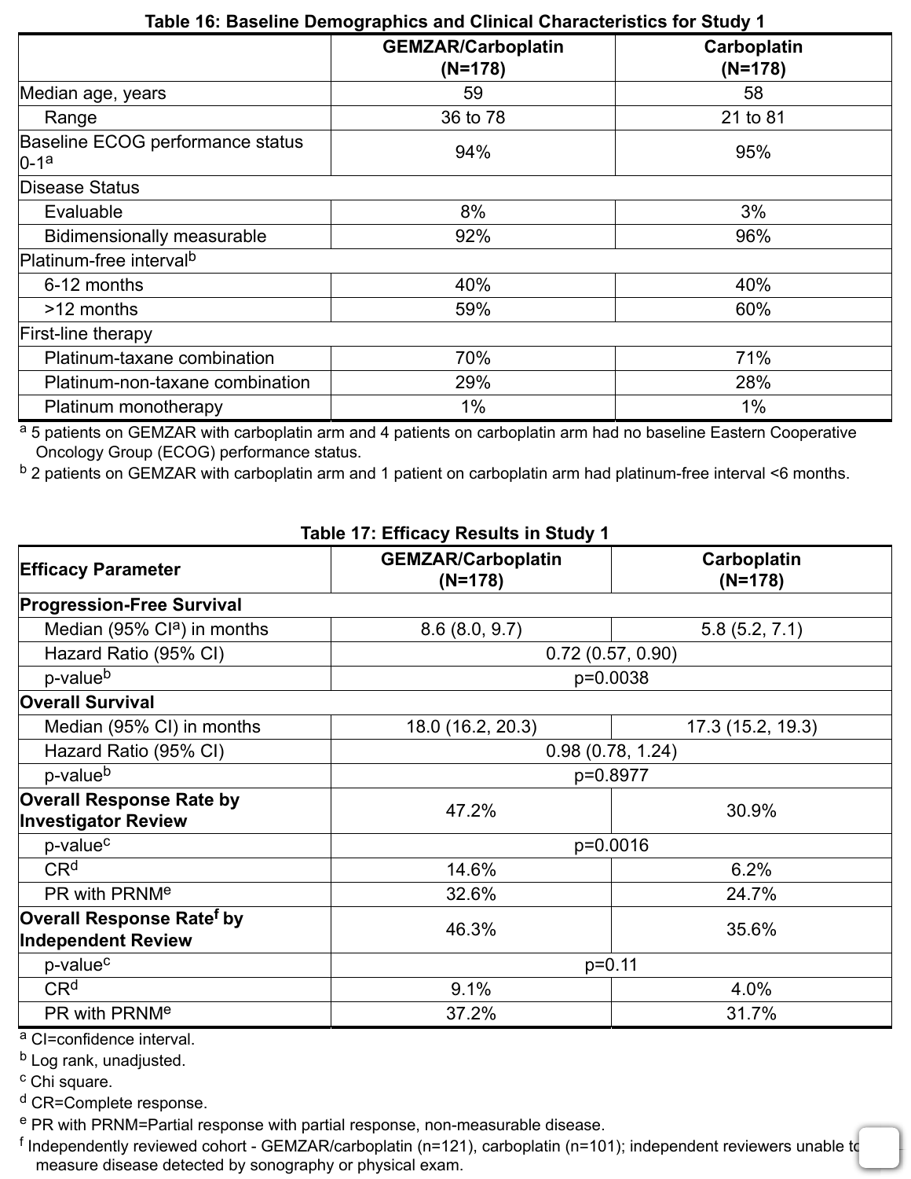**Table 16: Baseline Demographics and Clinical Characteristics for Study 1**

| | GEMZAR/Carboplatin (N=178) | Carboplatin (N=178) |
|---|---|---|
| Median age, years | 59 | 58 |
| Range | 36 to 78 | 21 to 81 |
| Baseline ECOG performance status 0-1[a] | 94% | 95% |
| Disease Status | | |
| Evaluable | 8% | 3% |
| Bidimensionally measurable | 92% | 96% |
| Platinum-free interval[b] | | |
| 6-12 months | 40% | 40% |
| >12 months | 59% | 60% |
| First-line therapy | | |
| Platinum-taxane combination | 70% | 71% |
| Platinum-non-taxane combination | 29% | 28% |
| Platinum monotherapy | 1% | 1% |

[a] 5 patients on GEMZAR with carboplatin arm and 4 patients on carboplatin arm had no baseline Eastern Cooperative Oncology Group (ECOG) performance status.

[b] 2 patients on GEMZAR with carboplatin arm and 1 patient on carboplatin arm had platinum-free interval <6 months.

**Table 17: Efficacy Results in Study 1**

| Efficacy Parameter | GEMZAR/Carboplatin (N=178) | Carboplatin (N=178) |
|---|---|---|
| **Progression-Free Survival** | | |
| Median (95% CI[a]) in months | 8.6 (8.0, 9.7) | 5.8 (5.2, 7.1) |
| Hazard Ratio (95% CI) | 0.72 (0.57, 0.90) | |
| p-value[b] | p=0.0038 | |
| **Overall Survival** | | |
| Median (95% CI) in months | 18.0 (16.2, 20.3) | 17.3 (15.2, 19.3) |
| Hazard Ratio (95% CI) | 0.98 (0.78, 1.24) | |
| p-value[b] | p=0.8977 | |
| **Overall Response Rate by Investigator Review** | 47.2% | 30.9% |
| p-value[c] | p=0.0016 | |
| CR[d] | 14.6% | 6.2% |
| PR with PRNM[e] | 32.6% | 24.7% |
| **Overall Response Rate[f] by Independent Review** | 46.3% | 35.6% |
| p-value[c] | p=0.11 | |
| CR[d] | 9.1% | 4.0% |
| PR with PRNM[e] | 37.2% | 31.7% |

[a] CI=confidence interval.

[b] Log rank, unadjusted.

[c] Chi square.

[d] CR=Complete response.

[e] PR with PRNM=Partial response with partial response, non-measurable disease.

[f] Independently reviewed cohort - GEMZAR/carboplatin (n=121), carboplatin (n=101); independent reviewers unable to measure disease detected by sonography or physical exam.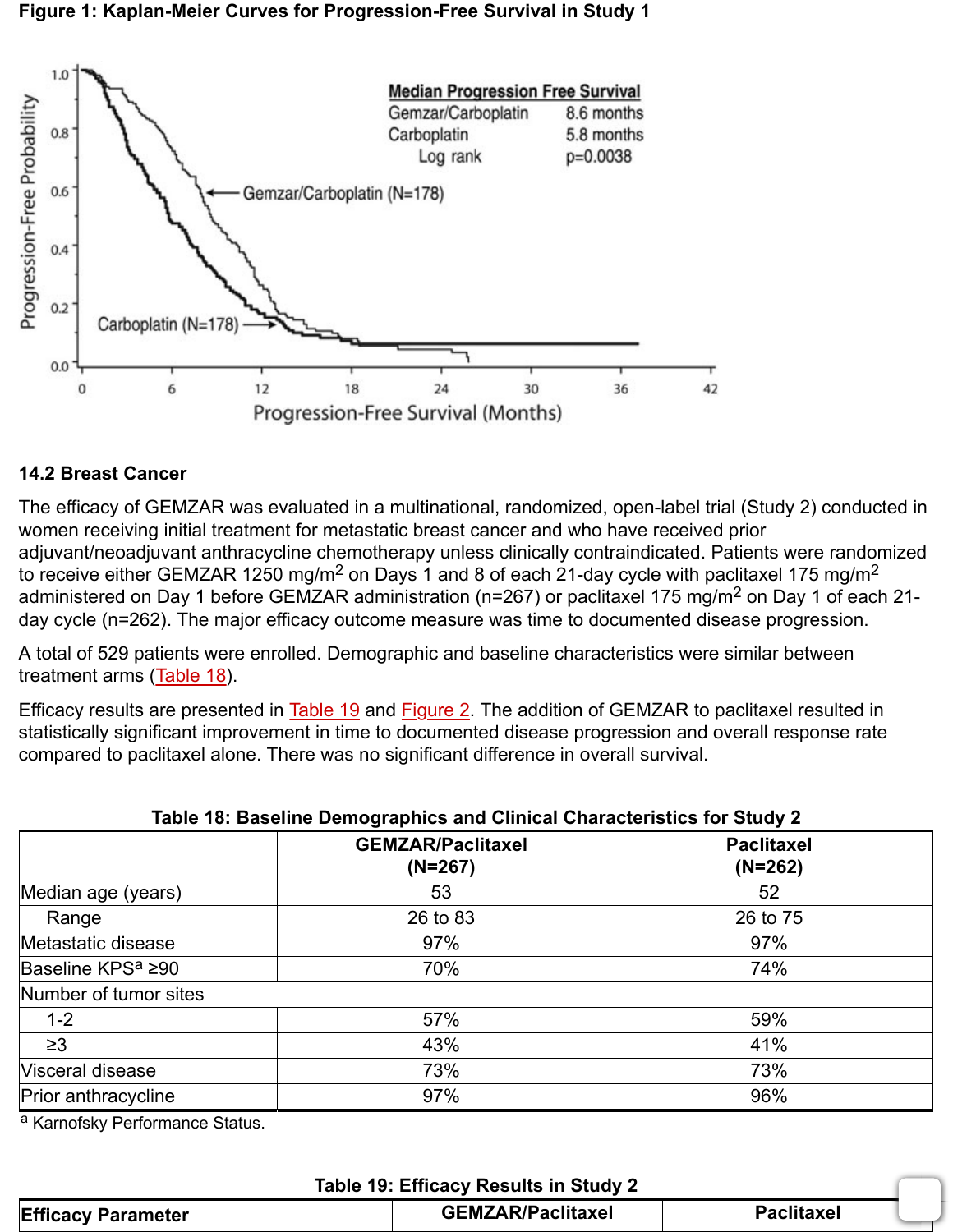**Figure 1: Kaplan-Meier Curves for Progression-Free Survival in Study 1**

### 14.2 Breast Cancer

The efficacy of GEMZAR was evaluated in a multinational, randomized, open-label trial (Study 2) conducted in women receiving initial treatment for metastatic breast cancer and who have received prior adjuvant/neoadjuvant anthracycline chemotherapy unless clinically contraindicated. Patients were randomized to receive either GEMZAR 1250 mg/m$^2$ on Days 1 and 8 of each 21-day cycle with paclitaxel 175 mg/m$^2$ administered on Day 1 before GEMZAR administration (n=267) or paclitaxel 175 mg/m$^2$ on Day 1 of each 21-day cycle (n=262). The major efficacy outcome measure was time to documented disease progression.

A total of 529 patients were enrolled. Demographic and baseline characteristics were similar between treatment arms (Table 18).

Efficacy results are presented in Table 19 and Figure 2. The addition of GEMZAR to paclitaxel resulted in statistically significant improvement in time to documented disease progression and overall response rate compared to paclitaxel alone. There was no significant difference in overall survival.

**Table 18: Baseline Demographics and Clinical Characteristics for Study 2**

| | GEMZAR/Paclitaxel (N=267) | Paclitaxel (N=262) |
|---|---|---|
| Median age (years) | 53 | 52 |
| Range | 26 to 83 | 26 to 75 |
| Metastatic disease | 97% | 97% |
| Baseline KPS[a] ≥90 | 70% | 74% |
| Number of tumor sites | | |
| 1-2 | 57% | 59% |
| ≥3 | 43% | 41% |
| Visceral disease | 73% | 73% |
| Prior anthracycline | 97% | 96% |

[a] Karnofsky Performance Status.

**Table 19: Efficacy Results in Study 2**

| Efficacy Parameter | GEMZAR/Paclitaxel | Paclitaxel |
|---|---|---|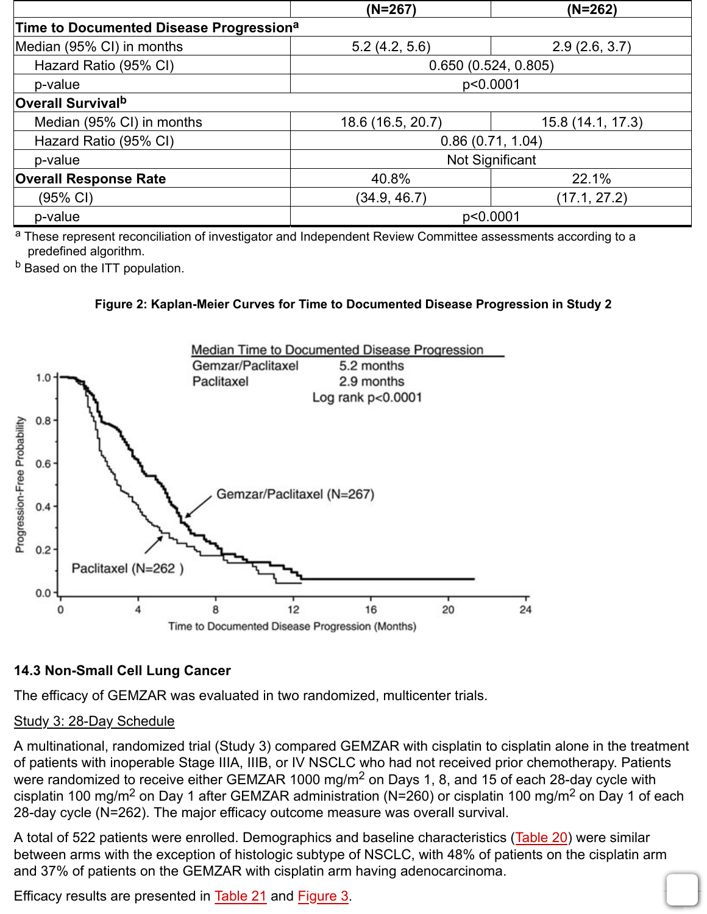| | (N=267) | (N=262) |
|---|---|---|
| **Time to Documented Disease Progression**[a] | | |
| Median (95% CI) in months | 5.2 (4.2, 5.6) | 2.9 (2.6, 3.7) |
| Hazard Ratio (95% CI) | 0.650 (0.524, 0.805) | |
| p-value | p<0.0001 | |
| **Overall Survival**[b] | | |
| Median (95% CI) in months | 18.6 (16.5, 20.7) | 15.8 (14.1, 17.3) |
| Hazard Ratio (95% CI) | 0.86 (0.71, 1.04) | |
| p-value | Not Significant | |
| **Overall Response Rate** | 40.8% | 22.1% |
| (95% CI) | (34.9, 46.7) | (17.1, 27.2) |
| p-value | p<0.0001 | |

[a] These represent reconciliation of investigator and Independent Review Committee assessments according to a predefined algorithm.
[b] Based on the ITT population.

**Figure 2: Kaplan-Meier Curves for Time to Documented Disease Progression in Study 2**

### 14.3 Non-Small Cell Lung Cancer

The efficacy of GEMZAR was evaluated in two randomized, multicenter trials.

Study 3: 28-Day Schedule

A multinational, randomized trial (Study 3) compared GEMZAR with cisplatin to cisplatin alone in the treatment of patients with inoperable Stage IIIA, IIIB, or IV NSCLC who had not received prior chemotherapy. Patients were randomized to receive either GEMZAR 1000 mg/m$^2$ on Days 1, 8, and 15 of each 28-day cycle with cisplatin 100 mg/m$^2$ on Day 1 after GEMZAR administration (N=260) or cisplatin 100 mg/m$^2$ on Day 1 of each 28-day cycle (N=262). The major efficacy outcome measure was overall survival.

A total of 522 patients were enrolled. Demographics and baseline characteristics (Table 20) were similar between arms with the exception of histologic subtype of NSCLC, with 48% of patients on the cisplatin arm and 37% of patients on the GEMZAR with cisplatin arm having adenocarcinoma.

Efficacy results are presented in Table 21 and Figure 3.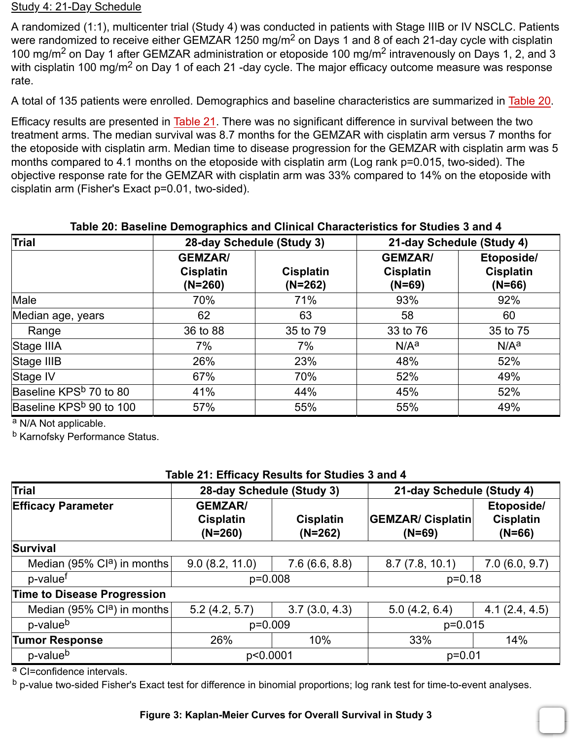Study 4: 21-Day Schedule

A randomized (1:1), multicenter trial (Study 4) was conducted in patients with Stage IIIB or IV NSCLC. Patients were randomized to receive either GEMZAR 1250 mg/m$^2$ on Days 1 and 8 of each 21-day cycle with cisplatin 100 mg/m$^2$ on Day 1 after GEMZAR administration or etoposide 100 mg/m$^2$ intravenously on Days 1, 2, and 3 with cisplatin 100 mg/m$^2$ on Day 1 of each 21 -day cycle. The major efficacy outcome measure was response rate.

A total of 135 patients were enrolled. Demographics and baseline characteristics are summarized in Table 20.

Efficacy results are presented in Table 21. There was no significant difference in survival between the two treatment arms. The median survival was 8.7 months for the GEMZAR with cisplatin arm versus 7 months for the etoposide with cisplatin arm. Median time to disease progression for the GEMZAR with cisplatin arm was 5 months compared to 4.1 months on the etoposide with cisplatin arm (Log rank p=0.015, two-sided). The objective response rate for the GEMZAR with cisplatin arm was 33% compared to 14% on the etoposide with cisplatin arm (Fisher's Exact p=0.01, two-sided).

**Table 20: Baseline Demographics and Clinical Characteristics for Studies 3 and 4**

| Trial | 28-day Schedule (Study 3) | | 21-day Schedule (Study 4) | |
|---|---|---|---|---|
| | GEMZAR/ Cisplatin (N=260) | Cisplatin (N=262) | GEMZAR/ Cisplatin (N=69) | Etoposide/ Cisplatin (N=66) |
| Male | 70% | 71% | 93% | 92% |
| Median age, years | 62 | 63 | 58 | 60 |
| Range | 36 to 88 | 35 to 79 | 33 to 76 | 35 to 75 |
| Stage IIIA | 7% | 7% | N/A[a] | N/A[a] |
| Stage IIIB | 26% | 23% | 48% | 52% |
| Stage IV | 67% | 70% | 52% | 49% |
| Baseline KPS[b] 70 to 80 | 41% | 44% | 45% | 52% |
| Baseline KPS[b] 90 to 100 | 57% | 55% | 55% | 49% |

[a] N/A Not applicable.
[b] Karnofsky Performance Status.

**Table 21: Efficacy Results for Studies 3 and 4**

| Trial | 28-day Schedule (Study 3) | | 21-day Schedule (Study 4) | |
|---|---|---|---|---|
| **Efficacy Parameter** | GEMZAR/ Cisplatin (N=260) | Cisplatin (N=262) | GEMZAR/ Cisplatin (N=69) | Etoposide/ Cisplatin (N=66) |
| **Survival** | | | | |
| Median (95% CI[a]) in months | 9.0 (8.2, 11.0) | 7.6 (6.6, 8.8) | 8.7 (7.8, 10.1) | 7.0 (6.0, 9.7) |
| p-value[f] | p=0.008 | | p=0.18 | |
| **Time to Disease Progression** | | | | |
| Median (95% CI[a]) in months | 5.2 (4.2, 5.7) | 3.7 (3.0, 4.3) | 5.0 (4.2, 6.4) | 4.1 (2.4, 4.5) |
| p-value[b] | p=0.009 | | p=0.015 | |
| **Tumor Response** | 26% | 10% | 33% | 14% |
| p-value[b] | p<0.0001 | | p=0.01 | |

[a] CI=confidence intervals.
[b] p-value two-sided Fisher's Exact test for difference in binomial proportions; log rank test for time-to-event analyses.

**Figure 3: Kaplan-Meier Curves for Overall Survival in Study 3**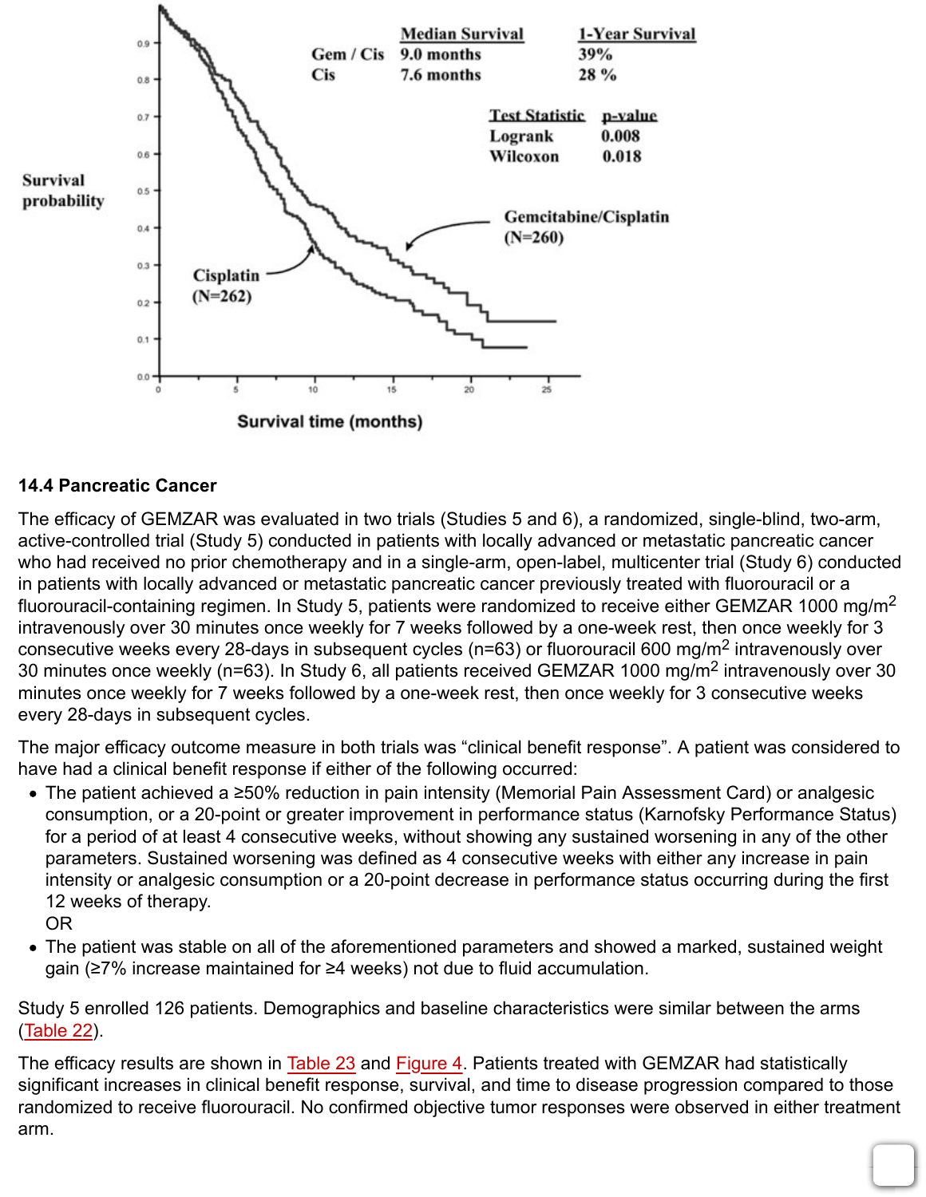Survival probability

| | Median Survival | 1-Year Survival |
|---|---|---|
| Gem / Cis | 9.0 months | 39% |
| Cis | 7.6 months | 28 % |

| Test Statistic | p-value |
|---|---|
| Logrank | 0.008 |
| Wilcoxon | 0.018 |

Gemcitabine/Cisplatin (N=260)

Cisplatin (N=262)

Survival time (months)

### 14.4 Pancreatic Cancer

The efficacy of GEMZAR was evaluated in two trials (Studies 5 and 6), a randomized, single-blind, two-arm, active-controlled trial (Study 5) conducted in patients with locally advanced or metastatic pancreatic cancer who had received no prior chemotherapy and in a single-arm, open-label, multicenter trial (Study 6) conducted in patients with locally advanced or metastatic pancreatic cancer previously treated with fluorouracil or a fluorouracil-containing regimen. In Study 5, patients were randomized to receive either GEMZAR 1000 mg/m$^2$ intravenously over 30 minutes once weekly for 7 weeks followed by a one-week rest, then once weekly for 3 consecutive weeks every 28-days in subsequent cycles (n=63) or fluorouracil 600 mg/m$^2$ intravenously over 30 minutes once weekly (n=63). In Study 6, all patients received GEMZAR 1000 mg/m$^2$ intravenously over 30 minutes once weekly for 7 weeks followed by a one-week rest, then once weekly for 3 consecutive weeks every 28-days in subsequent cycles.

The major efficacy outcome measure in both trials was "clinical benefit response". A patient was considered to have had a clinical benefit response if either of the following occurred:

- The patient achieved a ≥50% reduction in pain intensity (Memorial Pain Assessment Card) or analgesic consumption, or a 20-point or greater improvement in performance status (Karnofsky Performance Status) for a period of at least 4 consecutive weeks, without showing any sustained worsening in any of the other parameters. Sustained worsening was defined as 4 consecutive weeks with either any increase in pain intensity or analgesic consumption or a 20-point decrease in performance status occurring during the first 12 weeks of therapy.
  OR
- The patient was stable on all of the aforementioned parameters and showed a marked, sustained weight gain (≥7% increase maintained for ≥4 weeks) not due to fluid accumulation.

Study 5 enrolled 126 patients. Demographics and baseline characteristics were similar between the arms (Table 22).

The efficacy results are shown in Table 23 and Figure 4. Patients treated with GEMZAR had statistically significant increases in clinical benefit response, survival, and time to disease progression compared to those randomized to receive fluorouracil. No confirmed objective tumor responses were observed in either treatment arm.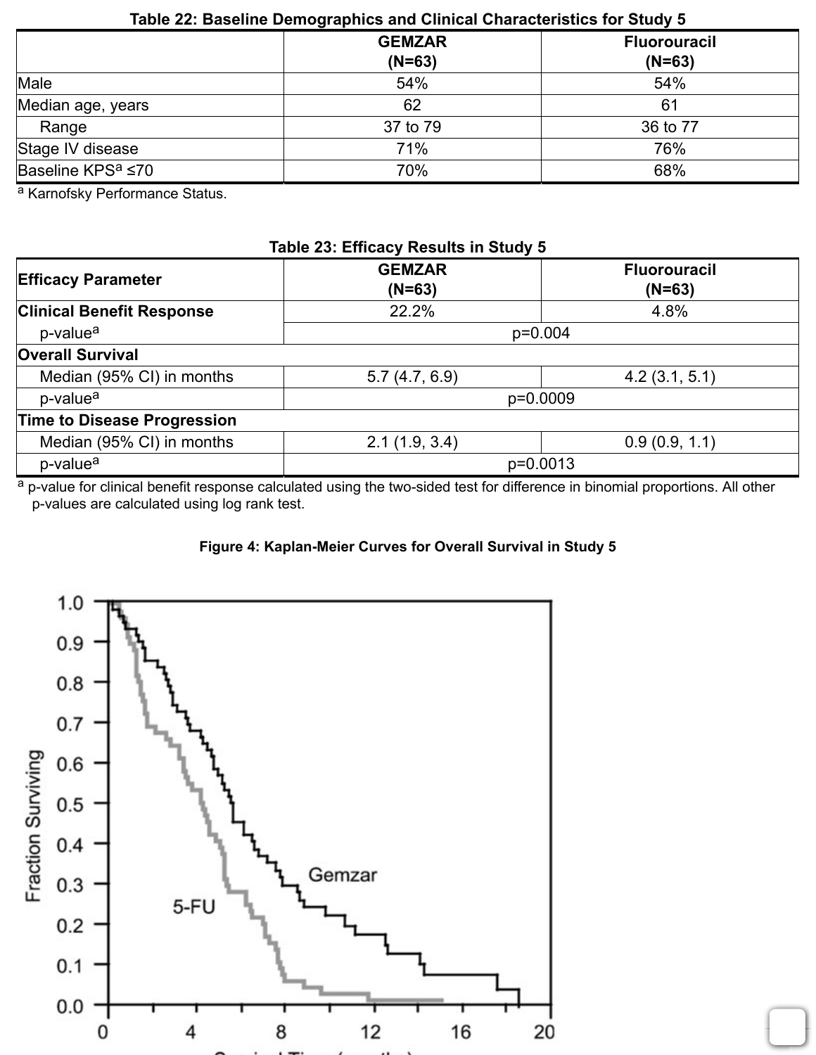**Table 22: Baseline Demographics and Clinical Characteristics for Study 5**

| | GEMZAR (N=63) | Fluorouracil (N=63) |
|---|---|---|
| Male | 54% | 54% |
| Median age, years | 62 | 61 |
| Range | 37 to 79 | 36 to 77 |
| Stage IV disease | 71% | 76% |
| Baseline KPS[a] ≤70 | 70% | 68% |

[a] Karnofsky Performance Status.

**Table 23: Efficacy Results in Study 5**

| Efficacy Parameter | GEMZAR (N=63) | Fluorouracil (N=63) |
|---|---|---|
| **Clinical Benefit Response** | 22.2% | 4.8% |
| p-value[a] | p=0.004 | |
| **Overall Survival** | | |
| Median (95% CI) in months | 5.7 (4.7, 6.9) | 4.2 (3.1, 5.1) |
| p-value[a] | p=0.0009 | |
| **Time to Disease Progression** | | |
| Median (95% CI) in months | 2.1 (1.9, 3.4) | 0.9 (0.9, 1.1) |
| p-value[a] | p=0.0013 | |

[a] p-value for clinical benefit response calculated using the two-sided test for difference in binomial proportions. All other p-values are calculated using log rank test.

**Figure 4: Kaplan-Meier Curves for Overall Survival in Study 5**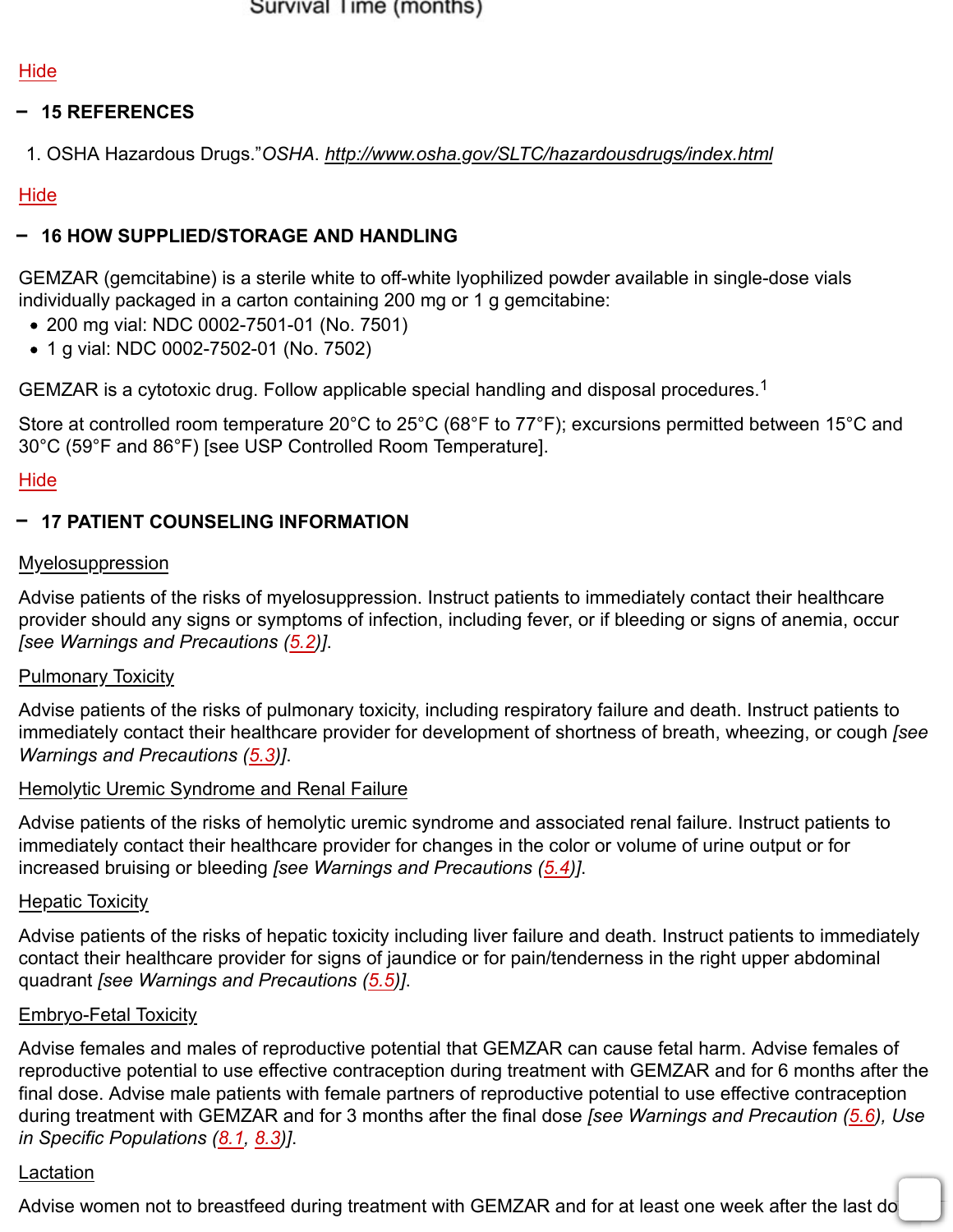Survival Time (months)

Hide

## 15 REFERENCES

1. OSHA Hazardous Drugs."*OSHA*. *http://www.osha.gov/SLTC/hazardousdrugs/index.html*

Hide

## 16 HOW SUPPLIED/STORAGE AND HANDLING

GEMZAR (gemcitabine) is a sterile white to off-white lyophilized powder available in single-dose vials individually packaged in a carton containing 200 mg or 1 g gemcitabine:

- 200 mg vial: NDC 0002-7501-01 (No. 7501)
- 1 g vial: NDC 0002-7502-01 (No. 7502)

GEMZAR is a cytotoxic drug. Follow applicable special handling and disposal procedures.[1]

Store at controlled room temperature 20°C to 25°C (68°F to 77°F); excursions permitted between 15°C and 30°C (59°F and 86°F) [see USP Controlled Room Temperature].

Hide

## 17 PATIENT COUNSELING INFORMATION

Myelosuppression

Advise patients of the risks of myelosuppression. Instruct patients to immediately contact their healthcare provider should any signs or symptoms of infection, including fever, or if bleeding or signs of anemia, occur *[see Warnings and Precautions (5.2)]*.

Pulmonary Toxicity

Advise patients of the risks of pulmonary toxicity, including respiratory failure and death. Instruct patients to immediately contact their healthcare provider for development of shortness of breath, wheezing, or cough *[see Warnings and Precautions (5.3)]*.

Hemolytic Uremic Syndrome and Renal Failure

Advise patients of the risks of hemolytic uremic syndrome and associated renal failure. Instruct patients to immediately contact their healthcare provider for changes in the color or volume of urine output or for increased bruising or bleeding *[see Warnings and Precautions (5.4)]*.

Hepatic Toxicity

Advise patients of the risks of hepatic toxicity including liver failure and death. Instruct patients to immediately contact their healthcare provider for signs of jaundice or for pain/tenderness in the right upper abdominal quadrant *[see Warnings and Precautions (5.5)]*.

Embryo-Fetal Toxicity

Advise females and males of reproductive potential that GEMZAR can cause fetal harm. Advise females of reproductive potential to use effective contraception during treatment with GEMZAR and for 6 months after the final dose. Advise male patients with female partners of reproductive potential to use effective contraception during treatment with GEMZAR and for 3 months after the final dose *[see Warnings and Precaution (5.6), Use in Specific Populations (8.1, 8.3)]*.

Lactation

Advise women not to breastfeed during treatment with GEMZAR and for at least one week after the last do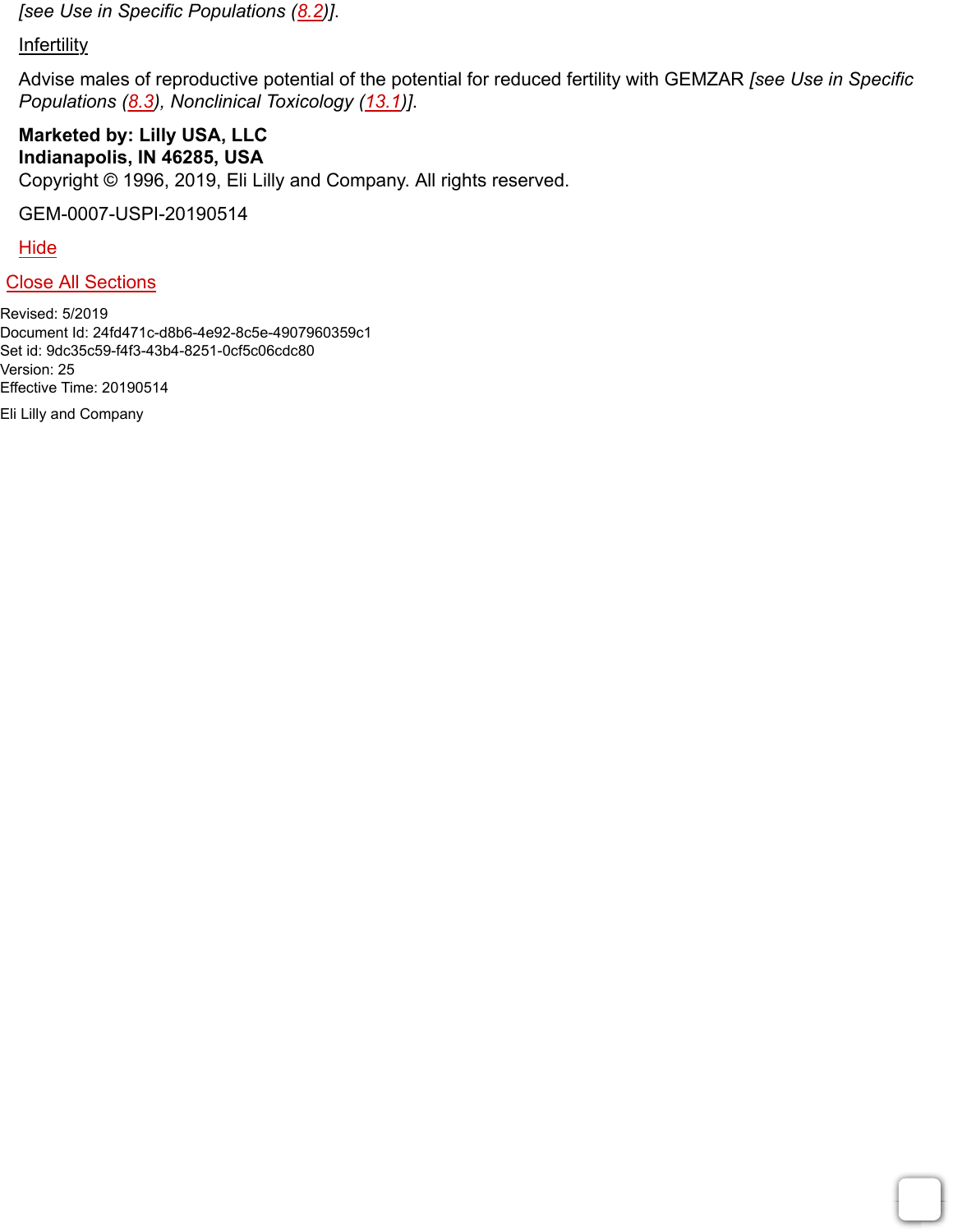*[see Use in Specific Populations (8.2)].*

Infertility

Advise males of reproductive potential of the potential for reduced fertility with GEMZAR *[see Use in Specific Populations (8.3), Nonclinical Toxicology (13.1)].*

**Marketed by: Lilly USA, LLC**
**Indianapolis, IN 46285, USA**
Copyright © 1996, 2019, Eli Lilly and Company. All rights reserved.

GEM-0007-USPI-20190514

Hide

Close All Sections

Revised: 5/2019
Document Id: 24fd471c-d8b6-4e92-8c5e-4907960359c1
Set id: 9dc35c59-f4f3-43b4-8251-0cf5c06cdc80
Version: 25
Effective Time: 20190514

Eli Lilly and Company